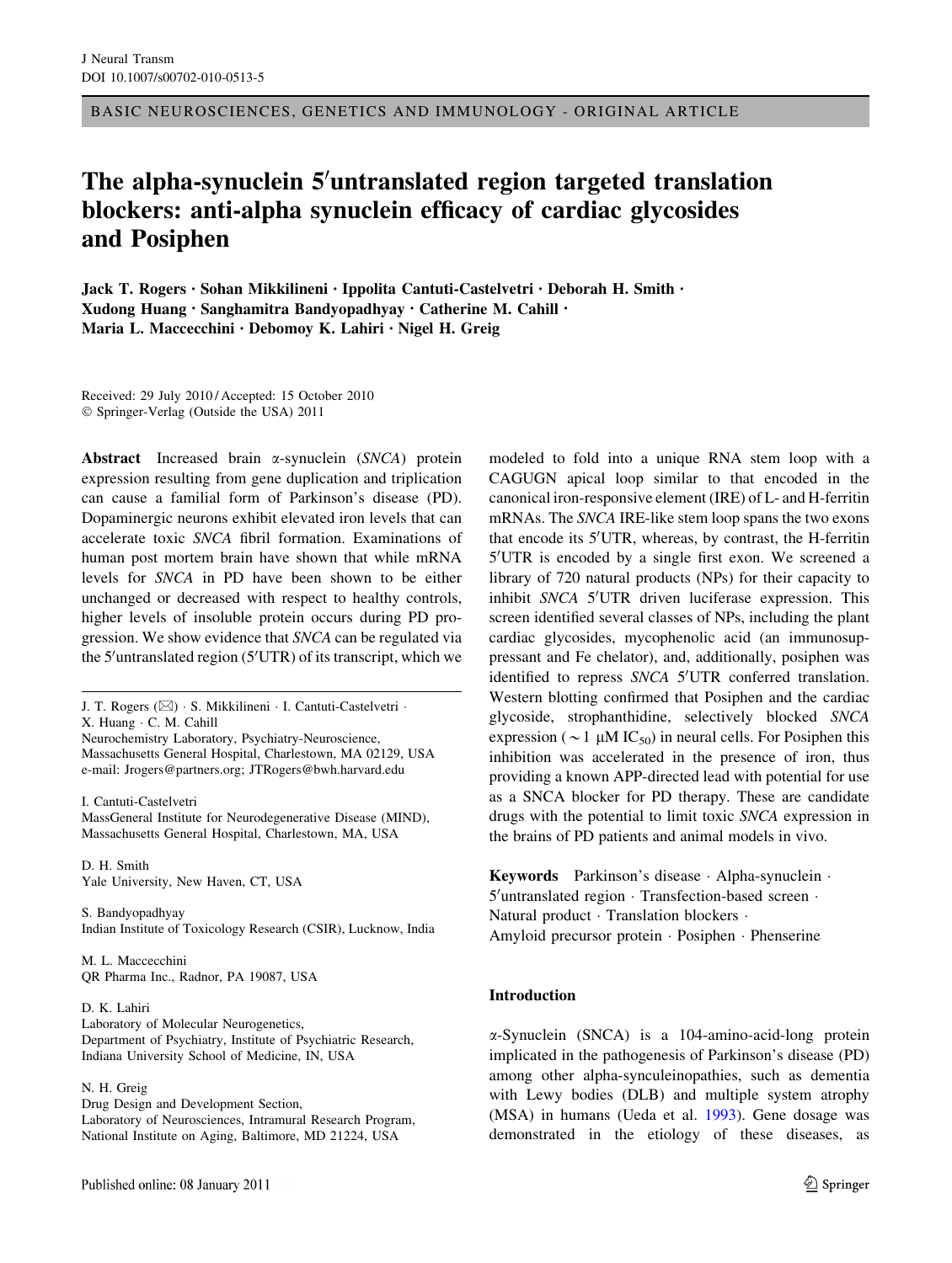J Neural Transm
DOI 10.1007/s00702-010-0513-5

BASIC NEUROSCIENCES, GENETICS AND IMMUNOLOGY - ORIGINAL ARTICLE

# The alpha-synuclein 5′untranslated region targeted translation blockers: anti-alpha synuclein efficacy of cardiac glycosides and Posiphen

**Jack T. Rogers · Sohan Mikkilineni · Ippolita Cantuti-Castelvetri · Deborah H. Smith · Xudong Huang · Sanghamitra Bandyopadhyay · Catherine M. Cahill · Maria L. Maccecchini · Debomoy K. Lahiri · Nigel H. Greig**

Received: 29 July 2010 / Accepted: 15 October 2010
© Springer-Verlag (Outside the USA) 2011

**Abstract** Increased brain α-synuclein (*SNCA*) protein expression resulting from gene duplication and triplication can cause a familial form of Parkinson's disease (PD). Dopaminergic neurons exhibit elevated iron levels that can accelerate toxic *SNCA* fibril formation. Examinations of human post mortem brain have shown that while mRNA levels for *SNCA* in PD have been shown to be either unchanged or decreased with respect to healthy controls, higher levels of insoluble protein occurs during PD progression. We show evidence that *SNCA* can be regulated via the 5′untranslated region (5′UTR) of its transcript, which we modeled to fold into a unique RNA stem loop with a CAGUGN apical loop similar to that encoded in the canonical iron-responsive element (IRE) of L- and H-ferritin mRNAs. The *SNCA* IRE-like stem loop spans the two exons that encode its 5′UTR, whereas, by contrast, the H-ferritin 5′UTR is encoded by a single first exon. We screened a library of 720 natural products (NPs) for their capacity to inhibit *SNCA* 5′UTR driven luciferase expression. This screen identified several classes of NPs, including the plant cardiac glycosides, mycophenolic acid (an immunosuppressant and Fe chelator), and, additionally, posiphen was identified to repress *SNCA* 5′UTR conferred translation. Western blotting confirmed that Posiphen and the cardiac glycoside, strophanthidine, selectively blocked *SNCA* expression ($\sim 1\ \mu$M $IC_{50}$) in neural cells. For Posiphen this inhibition was accelerated in the presence of iron, thus providing a known APP-directed lead with potential for use as a SNCA blocker for PD therapy. These are candidate drugs with the potential to limit toxic *SNCA* expression in the brains of PD patients and animal models in vivo.

**Keywords** Parkinson's disease · Alpha-synuclein · 5′untranslated region · Transfection-based screen · Natural product · Translation blockers · Amyloid precursor protein · Posiphen · Phenserine

J. T. Rogers (✉) · S. Mikkilineni · I. Cantuti-Castelvetri · X. Huang · C. M. Cahill
Neurochemistry Laboratory, Psychiatry-Neuroscience, Massachusetts General Hospital, Charlestown, MA 02129, USA
e-mail: Jrogers@partners.org; JTRogers@bwh.harvard.edu

I. Cantuti-Castelvetri
MassGeneral Institute for Neurodegenerative Disease (MIND), Massachusetts General Hospital, Charlestown, MA, USA

D. H. Smith
Yale University, New Haven, CT, USA

S. Bandyopadhyay
Indian Institute of Toxicology Research (CSIR), Lucknow, India

M. L. Maccecchini
QR Pharma Inc., Radnor, PA 19087, USA

D. K. Lahiri
Laboratory of Molecular Neurogenetics, Department of Psychiatry, Institute of Psychiatric Research, Indiana University School of Medicine, IN, USA

N. H. Greig
Drug Design and Development Section, Laboratory of Neurosciences, Intramural Research Program, National Institute on Aging, Baltimore, MD 21224, USA

## Introduction

α-Synuclein (SNCA) is a 104-amino-acid-long protein implicated in the pathogenesis of Parkinson's disease (PD) among other alpha-synculeinopathies, such as dementia with Lewy bodies (DLB) and multiple system atrophy (MSA) in humans (Ueda et al. 1993). Gene dosage was demonstrated in the etiology of these diseases, as

Published online: 08 January 2011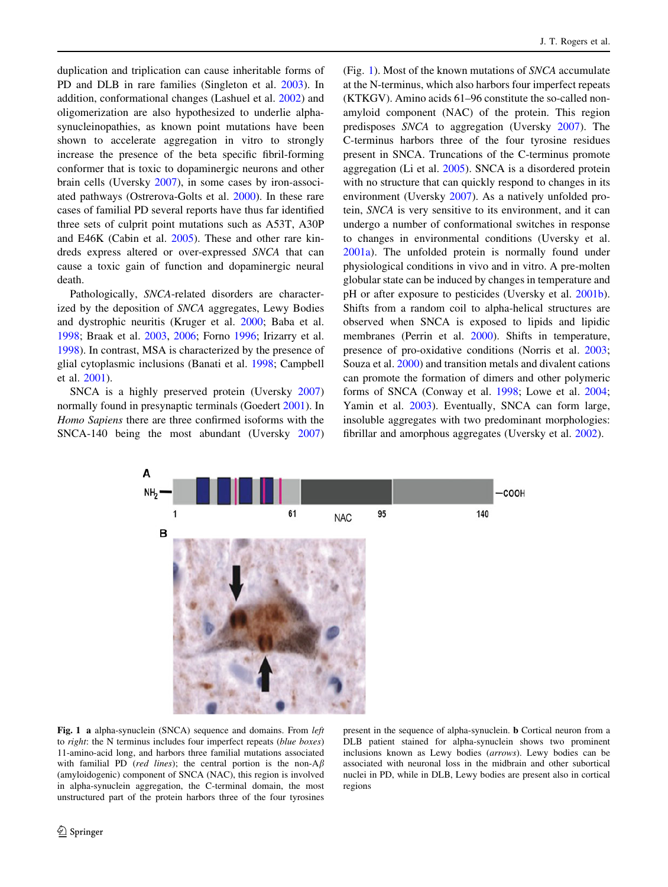duplication and triplication can cause inheritable forms of PD and DLB in rare families (Singleton et al. 2003). In addition, conformational changes (Lashuel et al. 2002) and oligomerization are also hypothesized to underlie alpha-synucleinopathies, as known point mutations have been shown to accelerate aggregation in vitro to strongly increase the presence of the beta specific fibril-forming conformer that is toxic to dopaminergic neurons and other brain cells (Uversky 2007), in some cases by iron-associated pathways (Ostrerova-Golts et al. 2000). In these rare cases of familial PD several reports have thus far identified three sets of culprit point mutations such as A53T, A30P and E46K (Cabin et al. 2005). These and other rare kindreds express altered or over-expressed *SNCA* that can cause a toxic gain of function and dopaminergic neural death.

Pathologically, *SNCA*-related disorders are characterized by the deposition of *SNCA* aggregates, Lewy Bodies and dystrophic neuritis (Kruger et al. 2000; Baba et al. 1998; Braak et al. 2003, 2006; Forno 1996; Irizarry et al. 1998). In contrast, MSA is characterized by the presence of glial cytoplasmic inclusions (Banati et al. 1998; Campbell et al. 2001).

SNCA is a highly preserved protein (Uversky 2007) normally found in presynaptic terminals (Goedert 2001). In *Homo Sapiens* there are three confirmed isoforms with the SNCA-140 being the most abundant (Uversky 2007) (Fig. 1). Most of the known mutations of *SNCA* accumulate at the N-terminus, which also harbors four imperfect repeats (KTKGV). Amino acids 61–96 constitute the so-called non-amyloid component (NAC) of the protein. This region predisposes *SNCA* to aggregation (Uversky 2007). The C-terminus harbors three of the four tyrosine residues present in SNCA. Truncations of the C-terminus promote aggregation (Li et al. 2005). SNCA is a disordered protein with no structure that can quickly respond to changes in its environment (Uversky 2007). As a natively unfolded protein, *SNCA* is very sensitive to its environment, and it can undergo a number of conformational switches in response to changes in environmental conditions (Uversky et al. 2001a). The unfolded protein is normally found under physiological conditions in vivo and in vitro. A pre-molten globular state can be induced by changes in temperature and pH or after exposure to pesticides (Uversky et al. 2001b). Shifts from a random coil to alpha-helical structures are observed when SNCA is exposed to lipids and lipidic membranes (Perrin et al. 2000). Shifts in temperature, presence of pro-oxidative conditions (Norris et al. 2003; Souza et al. 2000) and transition metals and divalent cations can promote the formation of dimers and other polymeric forms of SNCA (Conway et al. 1998; Lowe et al. 2004; Yamin et al. 2003). Eventually, SNCA can form large, insoluble aggregates with two predominant morphologies: fibrillar and amorphous aggregates (Uversky et al. 2002).

**Fig. 1** **a** alpha-synuclein (SNCA) sequence and domains. From *left* to *right*: the N terminus includes four imperfect repeats (*blue boxes*) 11-amino-acid long, and harbors three familial mutations associated with familial PD (*red lines*); the central portion is the non-A$\beta$ (amyloidogenic) component of SNCA (NAC), this region is involved in alpha-synuclein aggregation, the C-terminal domain, the most unstructured part of the protein harbors three of the four tyrosines present in the sequence of alpha-synuclein. **b** Cortical neuron from a DLB patient stained for alpha-synuclein shows two prominent inclusions known as Lewy bodies (*arrows*). Lewy bodies can be associated with neuronal loss in the midbrain and other subortical nuclei in PD, while in DLB, Lewy bodies are present also in cortical regions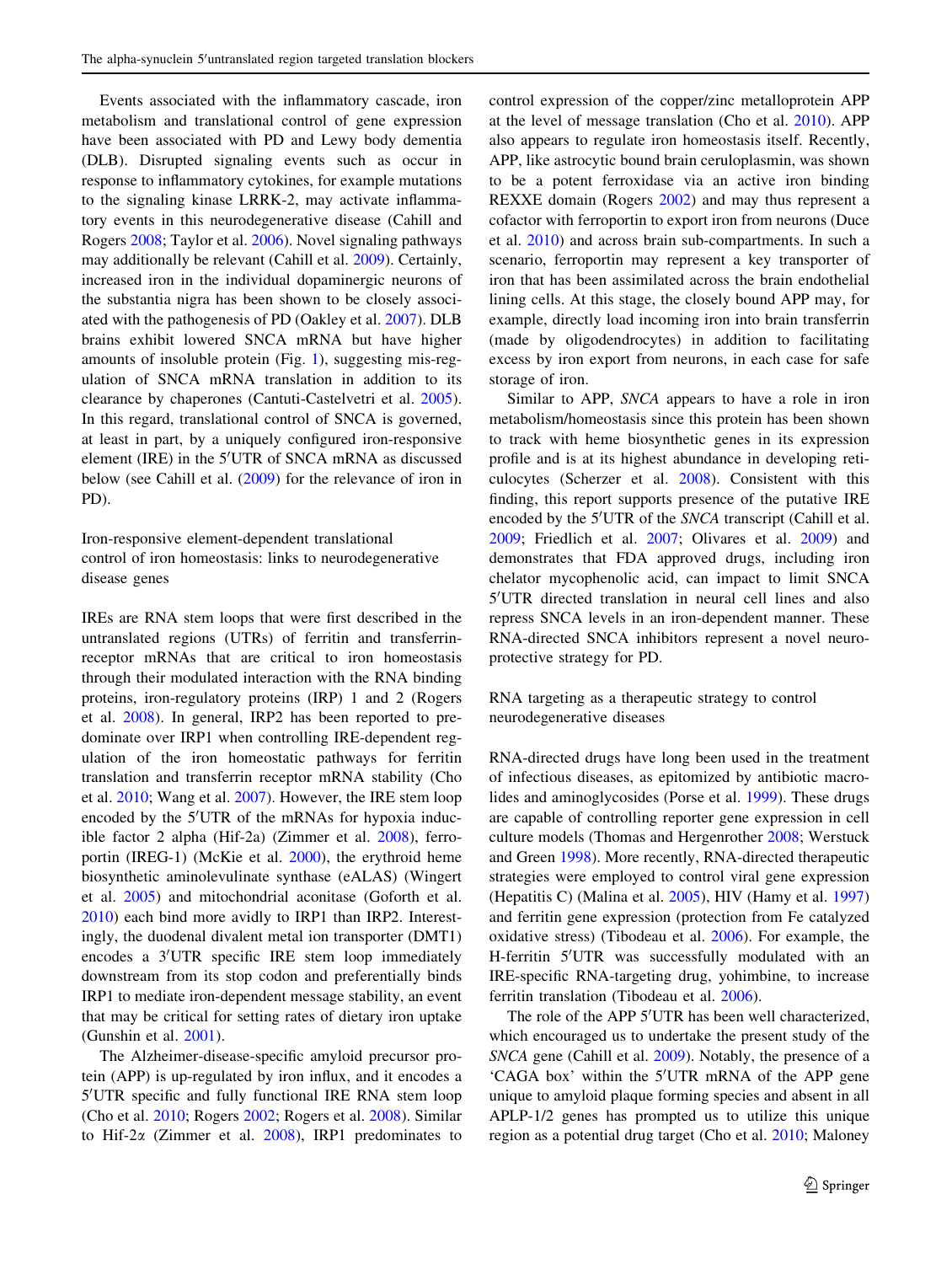Events associated with the inflammatory cascade, iron metabolism and translational control of gene expression have been associated with PD and Lewy body dementia (DLB). Disrupted signaling events such as occur in response to inflammatory cytokines, for example mutations to the signaling kinase LRRK-2, may activate inflammatory events in this neurodegenerative disease (Cahill and Rogers 2008; Taylor et al. 2006). Novel signaling pathways may additionally be relevant (Cahill et al. 2009). Certainly, increased iron in the individual dopaminergic neurons of the substantia nigra has been shown to be closely associated with the pathogenesis of PD (Oakley et al. 2007). DLB brains exhibit lowered SNCA mRNA but have higher amounts of insoluble protein (Fig. 1), suggesting mis-regulation of SNCA mRNA translation in addition to its clearance by chaperones (Cantuti-Castelvetri et al. 2005). In this regard, translational control of SNCA is governed, at least in part, by a uniquely configured iron-responsive element (IRE) in the 5′UTR of SNCA mRNA as discussed below (see Cahill et al. (2009) for the relevance of iron in PD).

## Iron-responsive element-dependent translational control of iron homeostasis: links to neurodegenerative disease genes

IREs are RNA stem loops that were first described in the untranslated regions (UTRs) of ferritin and transferrin-receptor mRNAs that are critical to iron homeostasis through their modulated interaction with the RNA binding proteins, iron-regulatory proteins (IRP) 1 and 2 (Rogers et al. 2008). In general, IRP2 has been reported to predominate over IRP1 when controlling IRE-dependent regulation of the iron homeostatic pathways for ferritin translation and transferrin receptor mRNA stability (Cho et al. 2010; Wang et al. 2007). However, the IRE stem loop encoded by the 5′UTR of the mRNAs for hypoxia inducible factor 2 alpha (Hif-2a) (Zimmer et al. 2008), ferroportin (IREG-1) (McKie et al. 2000), the erythroid heme biosynthetic aminolevulinate synthase (eALAS) (Wingert et al. 2005) and mitochondrial aconitase (Goforth et al. 2010) each bind more avidly to IRP1 than IRP2. Interestingly, the duodenal divalent metal ion transporter (DMT1) encodes a 3′UTR specific IRE stem loop immediately downstream from its stop codon and preferentially binds IRP1 to mediate iron-dependent message stability, an event that may be critical for setting rates of dietary iron uptake (Gunshin et al. 2001).

The Alzheimer-disease-specific amyloid precursor protein (APP) is up-regulated by iron influx, and it encodes a 5′UTR specific and fully functional IRE RNA stem loop (Cho et al. 2010; Rogers 2002; Rogers et al. 2008). Similar to Hif-2$\alpha$ (Zimmer et al. 2008), IRP1 predominates to control expression of the copper/zinc metalloprotein APP at the level of message translation (Cho et al. 2010). APP also appears to regulate iron homeostasis itself. Recently, APP, like astrocytic bound brain ceruloplasmin, was shown to be a potent ferroxidase via an active iron binding REXXE domain (Rogers 2002) and may thus represent a cofactor with ferroportin to export iron from neurons (Duce et al. 2010) and across brain sub-compartments. In such a scenario, ferroportin may represent a key transporter of iron that has been assimilated across the brain endothelial lining cells. At this stage, the closely bound APP may, for example, directly load incoming iron into brain transferrin (made by oligodendrocytes) in addition to facilitating excess by iron export from neurons, in each case for safe storage of iron.

Similar to APP, *SNCA* appears to have a role in iron metabolism/homeostasis since this protein has been shown to track with heme biosynthetic genes in its expression profile and is at its highest abundance in developing reticulocytes (Scherzer et al. 2008). Consistent with this finding, this report supports presence of the putative IRE encoded by the 5′UTR of the *SNCA* transcript (Cahill et al. 2009; Friedlich et al. 2007; Olivares et al. 2009) and demonstrates that FDA approved drugs, including iron chelator mycophenolic acid, can impact to limit SNCA 5′UTR directed translation in neural cell lines and also repress SNCA levels in an iron-dependent manner. These RNA-directed SNCA inhibitors represent a novel neuroprotective strategy for PD.

## RNA targeting as a therapeutic strategy to control neurodegenerative diseases

RNA-directed drugs have long been used in the treatment of infectious diseases, as epitomized by antibiotic macrolides and aminoglycosides (Porse et al. 1999). These drugs are capable of controlling reporter gene expression in cell culture models (Thomas and Hergenrother 2008; Werstuck and Green 1998). More recently, RNA-directed therapeutic strategies were employed to control viral gene expression (Hepatitis C) (Malina et al. 2005), HIV (Hamy et al. 1997) and ferritin gene expression (protection from Fe catalyzed oxidative stress) (Tibodeau et al. 2006). For example, the H-ferritin 5′UTR was successfully modulated with an IRE-specific RNA-targeting drug, yohimbine, to increase ferritin translation (Tibodeau et al. 2006).

The role of the APP 5′UTR has been well characterized, which encouraged us to undertake the present study of the *SNCA* gene (Cahill et al. 2009). Notably, the presence of a 'CAGA box' within the 5′UTR mRNA of the APP gene unique to amyloid plaque forming species and absent in all APLP-1/2 genes has prompted us to utilize this unique region as a potential drug target (Cho et al. 2010; Maloney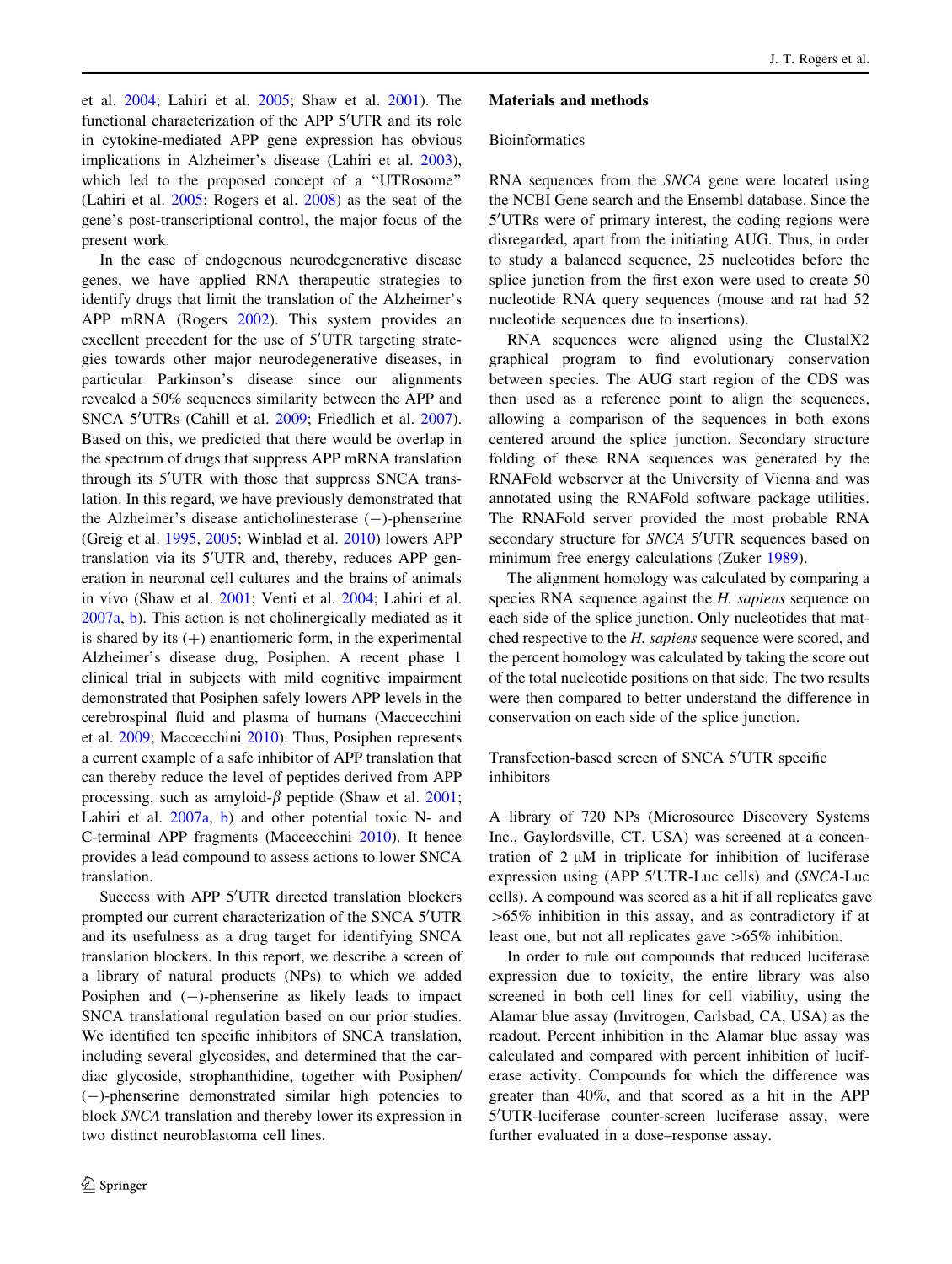et al. 2004; Lahiri et al. 2005; Shaw et al. 2001). The functional characterization of the APP 5′UTR and its role in cytokine-mediated APP gene expression has obvious implications in Alzheimer's disease (Lahiri et al. 2003), which led to the proposed concept of a "UTRosome" (Lahiri et al. 2005; Rogers et al. 2008) as the seat of the gene's post-transcriptional control, the major focus of the present work.

In the case of endogenous neurodegenerative disease genes, we have applied RNA therapeutic strategies to identify drugs that limit the translation of the Alzheimer's APP mRNA (Rogers 2002). This system provides an excellent precedent for the use of 5′UTR targeting strategies towards other major neurodegenerative diseases, in particular Parkinson's disease since our alignments revealed a 50% sequences similarity between the APP and SNCA 5′UTRs (Cahill et al. 2009; Friedlich et al. 2007). Based on this, we predicted that there would be overlap in the spectrum of drugs that suppress APP mRNA translation through its 5′UTR with those that suppress SNCA translation. In this regard, we have previously demonstrated that the Alzheimer's disease anticholinesterase (−)-phenserine (Greig et al. 1995, 2005; Winblad et al. 2010) lowers APP translation via its 5′UTR and, thereby, reduces APP generation in neuronal cell cultures and the brains of animals in vivo (Shaw et al. 2001; Venti et al. 2004; Lahiri et al. 2007a, b). This action is not cholinergically mediated as it is shared by its (+) enantiomeric form, in the experimental Alzheimer's disease drug, Posiphen. A recent phase 1 clinical trial in subjects with mild cognitive impairment demonstrated that Posiphen safely lowers APP levels in the cerebrospinal fluid and plasma of humans (Maccecchini et al. 2009; Maccecchini 2010). Thus, Posiphen represents a current example of a safe inhibitor of APP translation that can thereby reduce the level of peptides derived from APP processing, such as amyloid-$\beta$ peptide (Shaw et al. 2001; Lahiri et al. 2007a, b) and other potential toxic N- and C-terminal APP fragments (Maccecchini 2010). It hence provides a lead compound to assess actions to lower SNCA translation.

Success with APP 5′UTR directed translation blockers prompted our current characterization of the SNCA 5′UTR and its usefulness as a drug target for identifying SNCA translation blockers. In this report, we describe a screen of a library of natural products (NPs) to which we added Posiphen and (−)-phenserine as likely leads to impact SNCA translational regulation based on our prior studies. We identified ten specific inhibitors of SNCA translation, including several glycosides, and determined that the cardiac glycoside, strophanthidine, together with Posiphen/(−)-phenserine demonstrated similar high potencies to block *SNCA* translation and thereby lower its expression in two distinct neuroblastoma cell lines.

## Materials and methods

### Bioinformatics

RNA sequences from the *SNCA* gene were located using the NCBI Gene search and the Ensembl database. Since the 5′UTRs were of primary interest, the coding regions were disregarded, apart from the initiating AUG. Thus, in order to study a balanced sequence, 25 nucleotides before the splice junction from the first exon were used to create 50 nucleotide RNA query sequences (mouse and rat had 52 nucleotide sequences due to insertions).

RNA sequences were aligned using the ClustalX2 graphical program to find evolutionary conservation between species. The AUG start region of the CDS was then used as a reference point to align the sequences, allowing a comparison of the sequences in both exons centered around the splice junction. Secondary structure folding of these RNA sequences was generated by the RNAFold webserver at the University of Vienna and was annotated using the RNAFold software package utilities. The RNAFold server provided the most probable RNA secondary structure for *SNCA* 5′UTR sequences based on minimum free energy calculations (Zuker 1989).

The alignment homology was calculated by comparing a species RNA sequence against the *H. sapiens* sequence on each side of the splice junction. Only nucleotides that matched respective to the *H. sapiens* sequence were scored, and the percent homology was calculated by taking the score out of the total nucleotide positions on that side. The two results were then compared to better understand the difference in conservation on each side of the splice junction.

### Transfection-based screen of SNCA 5′UTR specific inhibitors

A library of 720 NPs (Microsource Discovery Systems Inc., Gaylordsville, CT, USA) was screened at a concentration of 2 μM in triplicate for inhibition of luciferase expression using (APP 5′UTR-Luc cells) and (*SNCA*-Luc cells). A compound was scored as a hit if all replicates gave >65% inhibition in this assay, and as contradictory if at least one, but not all replicates gave >65% inhibition.

In order to rule out compounds that reduced luciferase expression due to toxicity, the entire library was also screened in both cell lines for cell viability, using the Alamar blue assay (Invitogen, Carlsbad, CA, USA) as the readout. Percent inhibition in the Alamar blue assay was calculated and compared with percent inhibition of luciferase activity. Compounds for which the difference was greater than 40%, and that scored as a hit in the APP 5′UTR-luciferase counter-screen luciferase assay, were further evaluated in a dose–response assay.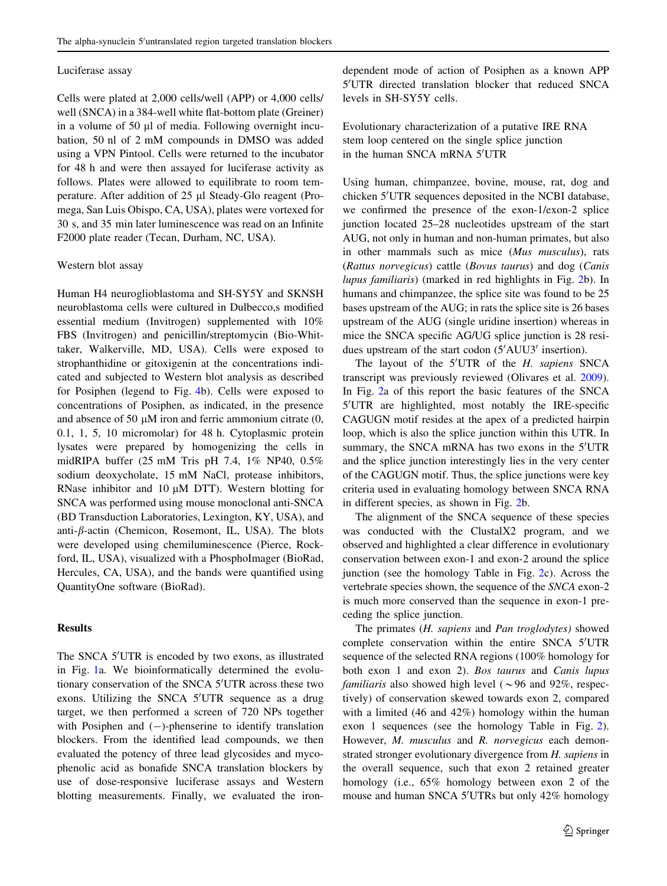Luciferase assay

Cells were plated at 2,000 cells/well (APP) or 4,000 cells/well (SNCA) in a 384-well white flat-bottom plate (Greiner) in a volume of 50 µl of media. Following overnight incubation, 50 nl of 2 mM compounds in DMSO was added using a VPN Pintool. Cells were returned to the incubator for 48 h and were then assayed for luciferase activity as follows. Plates were allowed to equilibrate to room temperature. After addition of 25 µl Steady-Glo reagent (Promega, San Luis Obispo, CA, USA), plates were vortexed for 30 s, and 35 min later luminescence was read on an Infinite F2000 plate reader (Tecan, Durham, NC, USA).

Western blot assay

Human H4 neuroglioblastoma and SH-SY5Y and SKNSH neuroblastoma cells were cultured in Dulbecco,s modified essential medium (Invitrogen) supplemented with 10% FBS (Invitrogen) and penicillin/streptomycin (Bio-Whittaker, Walkerville, MD, USA). Cells were exposed to strophanthidine or gitoxigenin at the concentrations indicated and subjected to Western blot analysis as described for Posiphen (legend to Fig. 4b). Cells were exposed to concentrations of Posiphen, as indicated, in the presence and absence of 50 µM iron and ferric ammonium citrate (0, 0.1, 1, 5, 10 micromolar) for 48 h. Cytoplasmic protein lysates were prepared by homogenizing the cells in midRIPA buffer (25 mM Tris pH 7.4, 1% NP40, 0.5% sodium deoxycholate, 15 mM NaCl, protease inhibitors, RNase inhibitor and 10 µM DTT). Western blotting for SNCA was performed using mouse monoclonal anti-SNCA (BD Transduction Laboratories, Lexington, KY, USA), and anti-β-actin (Chemicon, Rosemont, IL, USA). The blots were developed using chemiluminescence (Pierce, Rockford, IL, USA), visualized with a PhosphoImager (BioRad, Hercules, CA, USA), and the bands were quantified using QuantityOne software (BioRad).

## Results

The SNCA 5′UTR is encoded by two exons, as illustrated in Fig. 1a. We bioinformatically determined the evolutionary conservation of the SNCA 5′UTR across these two exons. Utilizing the SNCA 5′UTR sequence as a drug target, we then performed a screen of 720 NPs together with Posiphen and (−)-phenserine to identify translation blockers. From the identified lead compounds, we then evaluated the potency of three lead glycosides and mycophenolic acid as bonafide SNCA translation blockers by use of dose-responsive luciferase assays and Western blotting measurements. Finally, we evaluated the iron-dependent mode of action of Posiphen as a known APP 5′UTR directed translation blocker that reduced SNCA levels in SH-SY5Y cells.

Evolutionary characterization of a putative IRE RNA stem loop centered on the single splice junction in the human SNCA mRNA 5′UTR

Using human, chimpanzee, bovine, mouse, rat, dog and chicken 5′UTR sequences deposited in the NCBI database, we confirmed the presence of the exon-1/exon-2 splice junction located 25–28 nucleotides upstream of the start AUG, not only in human and non-human primates, but also in other mammals such as mice (*Mus musculus*), rats (*Rattus norvegicus*) cattle (*Bovus taurus*) and dog (*Canis lupus familiaris*) (marked in red highlights in Fig. 2b). In humans and chimpanzee, the splice site was found to be 25 bases upstream of the AUG; in rats the splice site is 26 bases upstream of the AUG (single uridine insertion) whereas in mice the SNCA specific AG/UG splice junction is 28 residues upstream of the start codon (5′AUU3′ insertion).

The layout of the 5′UTR of the *H. sapiens* SNCA transcript was previously reviewed (Olivares et al. 2009). In Fig. 2a of this report the basic features of the SNCA 5′UTR are highlighted, most notably the IRE-specific CAGUGN motif resides at the apex of a predicted hairpin loop, which is also the splice junction within this UTR. In summary, the SNCA mRNA has two exons in the 5′UTR and the splice junction interestingly lies in the very center of the CAGUGN motif. Thus, the splice junctions were key criteria used in evaluating homology between SNCA RNA in different species, as shown in Fig. 2b.

The alignment of the SNCA sequence of these species was conducted with the ClustalX2 program, and we observed and highlighted a clear difference in evolutionary conservation between exon-1 and exon-2 around the splice junction (see the homology Table in Fig. 2c). Across the vertebrate species shown, the sequence of the *SNCA* exon-2 is much more conserved than the sequence in exon-1 preceding the splice junction.

The primates (*H. sapiens* and *Pan troglodytes)* showed complete conservation within the entire SNCA 5′UTR sequence of the selected RNA regions (100% homology for both exon 1 and exon 2). *Bos taurus* and *Canis lupus familiaris* also showed high level (~96 and 92%, respectively) of conservation skewed towards exon 2, compared with a limited (46 and 42%) homology within the human exon 1 sequences (see the homology Table in Fig. 2). However, *M. musculus* and *R. norvegicus* each demonstrated stronger evolutionary divergence from *H. sapiens* in the overall sequence, such that exon 2 retained greater homology (i.e., 65% homology between exon 2 of the mouse and human SNCA 5′UTRs but only 42% homology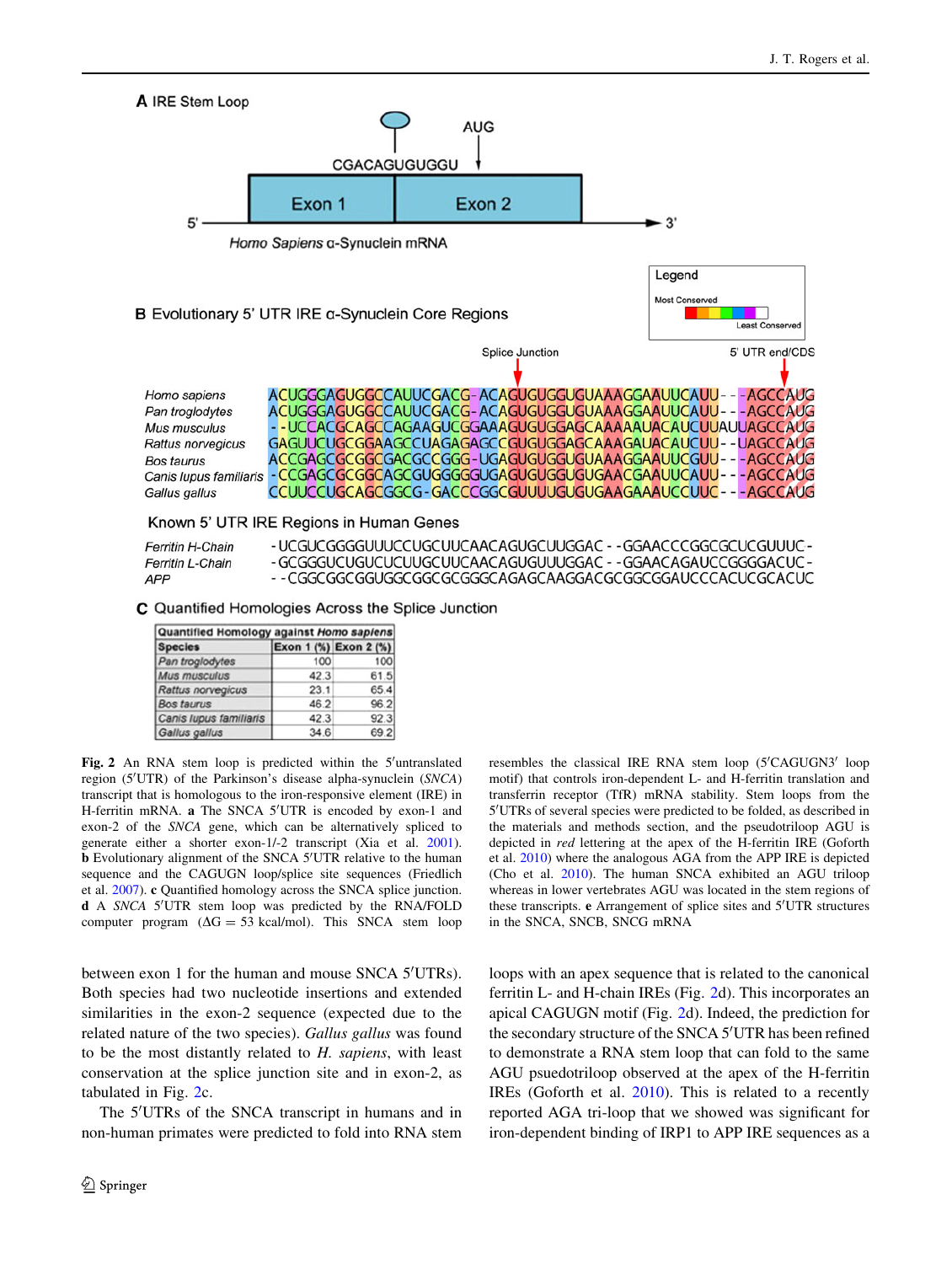**A** IRE Stem Loop

CGACAGUGUGGU

AUG

Exon 1 | Exon 2

5' — 3'

*Homo Sapiens* α-Synuclein mRNA

**B** Evolutionary 5' UTR IRE α-Synuclein Core Regions

Legend: Most Conserved — Least Conserved

Splice Junction — 5' UTR end/CDS

```
Homo sapiens          ACUGGGAGUGGCCAUUCGACG-ACAGUGUGGUGUAAAGGAAUUCAUU---AGCCAUG
Pan troglodytes       ACUGGGAGUGGCCAUUCGACG-ACAGUGUGGUGUAAAGGAAUUCAUU---AGCCAUG
Mus musculus          --UCCACGCAGCCAGAAGUCGGAAAGUGUGGAGCAAAAAUACAUCUUAUUAGCCAUG
Rattus norvegicus     GAGUUCUGCGGAAGCCUAGAGAGCCGUGUGGAGCAAAGAUACAUCUU--UAGCCAUG
Bos taurus            ACCGAGCGCGGCGACGCCGGG-UGAGUGUGGUGUAAAGGAAUUCGUU---AGCCAUG
Canis lupus familiaris -CCGAGCGCGGCAGCGUGGGGGUGAGUGUGGUGUGAACGAAUUCAUU---AGCCAUG
Gallus gallus         CCUUCCUGCAGCGGCG-GACCCGGCGUUUUGUGUGAAGAAAUCCUUC---AGCCAUG
```

Known 5' UTR IRE Regions in Human Genes

```
Ferritin H-Chain   -UCGUCGGGGUUUCCUGCUUCAACAGUGCUUGGAC--GGAACCCGGCGCUCGUUUC-
Ferritin L-Chain   -GCGGGUCUGUCUCUUGCUUCAACAGUGUUUGGAC--GGAACAGAUCCGGGGACUC-
APP                --CGGCGGCGGUGGCGGCGCGGGCAGAGCAAGGACGCGGCGGAUCCCACUCGCACUC
```

**C** Quantified Homologies Across the Splice Junction

| Quantified Homology against *Homo sapiens* | | |
|---|---|---|
| Species | Exon 1 (%) | Exon 2 (%) |
| *Pan troglodytes* | 100 | 100 |
| *Mus musculus* | 42.3 | 61.5 |
| *Rattus norvegicus* | 23.1 | 65.4 |
| *Bos taurus* | 46.2 | 96.2 |
| *Canis lupus familiaris* | 42.3 | 92.3 |
| *Gallus gallus* | 34.6 | 69.2 |

**Fig. 2** An RNA stem loop is predicted within the 5′untranslated region (5′UTR) of the Parkinson's disease alpha-synuclein (*SNCA*) transcript that is homologous to the iron-responsive element (IRE) in H-ferritin mRNA. **a** The SNCA 5′UTR is encoded by exon-1 and exon-2 of the *SNCA* gene, which can be alternatively spliced to generate either a shorter exon-1/-2 transcript (Xia et al. 2001). **b** Evolutionary alignment of the SNCA 5′UTR relative to the human sequence and the CAGUGN loop/splice site sequences (Friedlich et al. 2007). **c** Quantified homology across the SNCA splice junction. **d** A *SNCA* 5′UTR stem loop was predicted by the RNA/FOLD computer program ($\Delta G = 53$ kcal/mol). This SNCA stem loop resembles the classical IRE RNA stem loop (5′CAGUGN3′ loop motif) that controls iron-dependent L- and H-ferritin translation and transferrin receptor (TfR) mRNA stability. Stem loops from the 5′UTRs of several species were predicted to be folded, as described in the materials and methods section, and the pseudotriloop AGU is depicted in *red* lettering at the apex of the H-ferritin IRE (Goforth et al. 2010) where the analogous AGA from the APP IRE is depicted (Cho et al. 2010). The human SNCA exhibited an AGU triloop whereas in lower vertebrates AGU was located in the stem regions of these transcripts. **e** Arrangement of splice sites and 5′UTR structures in the SNCA, SNCB, SNCG mRNA

between exon 1 for the human and mouse SNCA 5′UTRs). Both species had two nucleotide insertions and extended similarities in the exon-2 sequence (expected due to the related nature of the two species). *Gallus gallus* was found to be the most distantly related to *H. sapiens*, with least conservation at the splice junction site and in exon-2, as tabulated in Fig. 2c.

The 5′UTRs of the SNCA transcript in humans and in non-human primates were predicted to fold into RNA stem loops with an apex sequence that is related to the canonical ferritin L- and H-chain IREs (Fig. 2d). This incorporates an apical CAGUGN motif (Fig. 2d). Indeed, the prediction for the secondary structure of the SNCA 5′UTR has been refined to demonstrate a RNA stem loop that can fold to the same AGU psuedotriloop observed at the apex of the H-ferritin IREs (Goforth et al. 2010). This is related to a recently reported AGA tri-loop that we showed was significant for iron-dependent binding of IRP1 to APP IRE sequences as a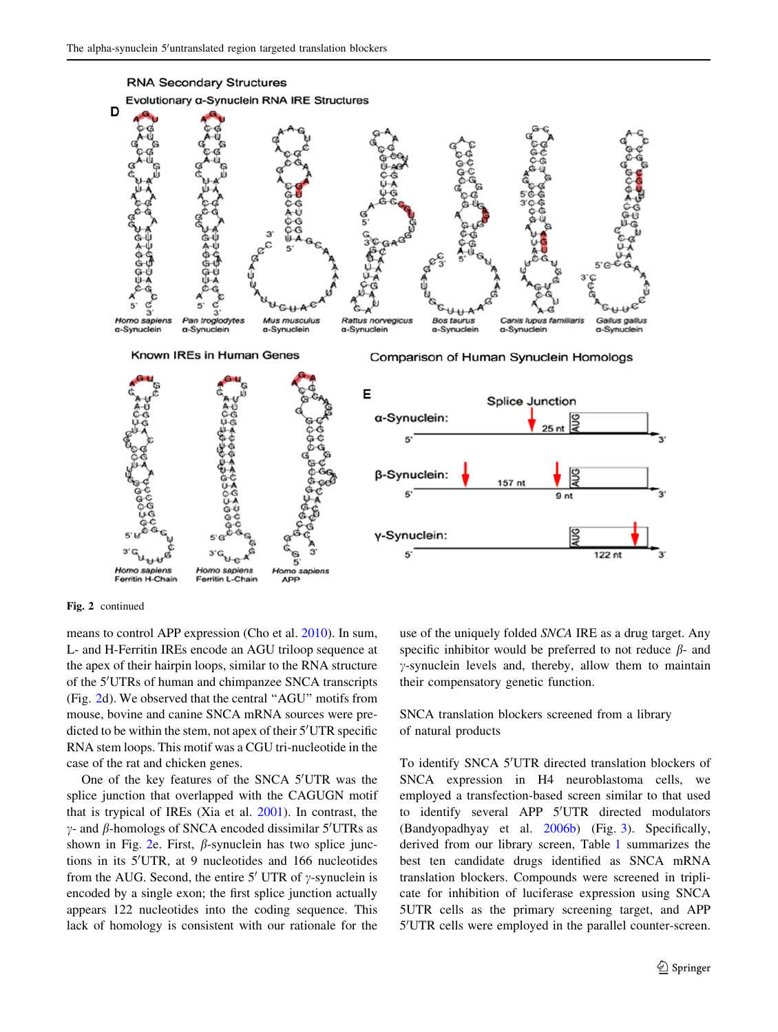Fig. 2 continued

means to control APP expression (Cho et al. 2010). In sum, L- and H-Ferritin IREs encode an AGU triloop sequence at the apex of their hairpin loops, similar to the RNA structure of the 5′UTRs of human and chimpanzee SNCA transcripts (Fig. 2d). We observed that the central "AGU" motifs from mouse, bovine and canine SNCA mRNA sources were predicted to be within the stem, not apex of their 5′UTR specific RNA stem loops. This motif was a CGU tri-nucleotide in the case of the rat and chicken genes.

One of the key features of the SNCA 5′UTR was the splice junction that overlapped with the CAGUGN motif that is typical of IREs (Xia et al. 2001). In contrast, the $\gamma$- and $\beta$-homologs of SNCA encoded dissimilar 5′UTRs as shown in Fig. 2e. First, $\beta$-synuclein has two splice junctions in its 5′UTR, at 9 nucleotides and 166 nucleotides from the AUG. Second, the entire 5′ UTR of $\gamma$-synuclein is encoded by a single exon; the first splice junction actually appears 122 nucleotides into the coding sequence. This lack of homology is consistent with our rationale for the use of the uniquely folded *SNCA* IRE as a drug target. Any specific inhibitor would be preferred to not reduce $\beta$- and $\gamma$-synuclein levels and, thereby, allow them to maintain their compensatory genetic function.

## SNCA translation blockers screened from a library of natural products

To identify SNCA 5′UTR directed translation blockers of SNCA expression in H4 neuroblastoma cells, we employed a transfection-based screen similar to that used to identify several APP 5′UTR directed modulators (Bandyopadhyay et al. 2006b) (Fig. 3). Specifically, derived from our library screen, Table 1 summarizes the best ten candidate drugs identified as SNCA mRNA translation blockers. Compounds were screened in triplicate for inhibition of luciferase expression using SNCA 5UTR cells as the primary screening target, and APP 5′UTR cells were employed in the parallel counter-screen.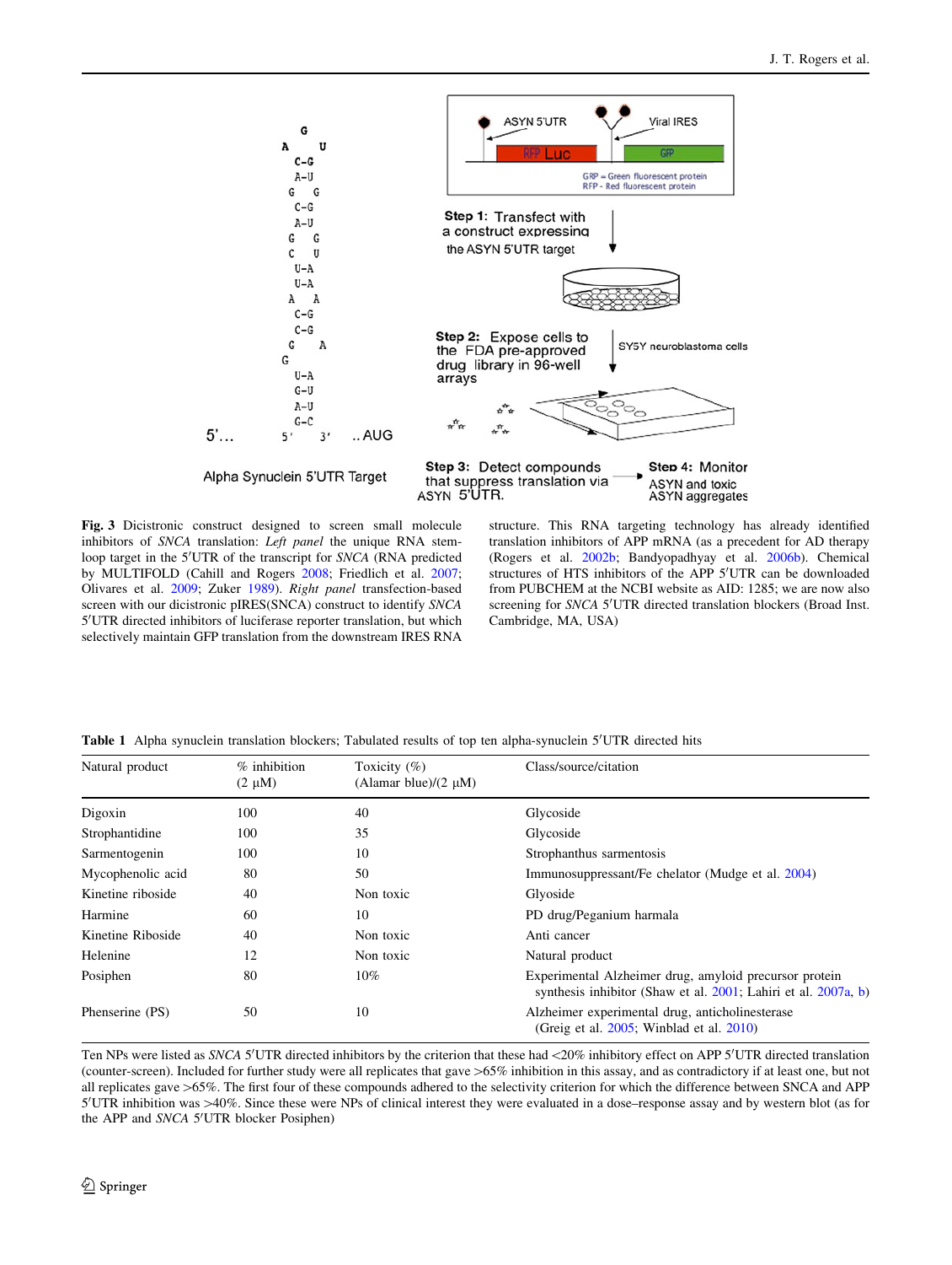**Fig. 3** Dicistronic construct designed to screen small molecule inhibitors of *SNCA* translation: *Left panel* the unique RNA stem-loop target in the 5′UTR of the transcript for *SNCA* (RNA predicted by MULTIFOLD (Cahill and Rogers 2008; Friedlich et al. 2007; Olivares et al. 2009; Zuker 1989). *Right panel* transfection-based screen with our dicistronic pIRES(SNCA) construct to identify *SNCA* 5′UTR directed inhibitors of luciferase reporter translation, but which selectively maintain GFP translation from the downstream IRES RNA structure. This RNA targeting technology has already identified translation inhibitors of APP mRNA (as a precedent for AD therapy (Rogers et al. 2002b; Bandyopadhyay et al. 2006b). Chemical structures of HTS inhibitors of the APP 5′UTR can be downloaded from PUBCHEM at the NCBI website as AID: 1285; we are now also screening for *SNCA* 5′UTR directed translation blockers (Broad Inst. Cambridge, MA, USA)

**Table 1** Alpha synuclein translation blockers; Tabulated results of top ten alpha-synuclein 5′UTR directed hits

| Natural product | % inhibition (2 μM) | Toxicity (%) (Alamar blue)/(2 μM) | Class/source/citation |
|---|---|---|---|
| Digoxin | 100 | 40 | Glycoside |
| Strophantidine | 100 | 35 | Glycoside |
| Sarmentogenin | 100 | 10 | Strophanthus sarmentosis |
| Mycophenolic acid | 80 | 50 | Immunosuppressant/Fe chelator (Mudge et al. 2004) |
| Kinetine riboside | 40 | Non toxic | Glyoside |
| Harmine | 60 | 10 | PD drug/Peganium harmala |
| Kinetine Riboside | 40 | Non toxic | Anti cancer |
| Helenine | 12 | Non toxic | Natural product |
| Posiphen | 80 | 10% | Experimental Alzheimer drug, amyloid precursor protein synthesis inhibitor (Shaw et al. 2001; Lahiri et al. 2007a, b) |
| Phenserine (PS) | 50 | 10 | Alzheimer experimental drug, anticholinesterase (Greig et al. 2005; Winblad et al. 2010) |

Ten NPs were listed as *SNCA* 5′UTR directed inhibitors by the criterion that these had <20% inhibitory effect on APP 5′UTR directed translation (counter-screen). Included for further study were all replicates that gave >65% inhibition in this assay, and as contradictory if at least one, but not all replicates gave >65%. The first four of these compounds adhered to the selectivity criterion for which the difference between SNCA and APP 5′UTR inhibition was >40%. Since these were NPs of clinical interest they were evaluated in a dose–response assay and by western blot (as for the APP and *SNCA* 5′UTR blocker Posiphen)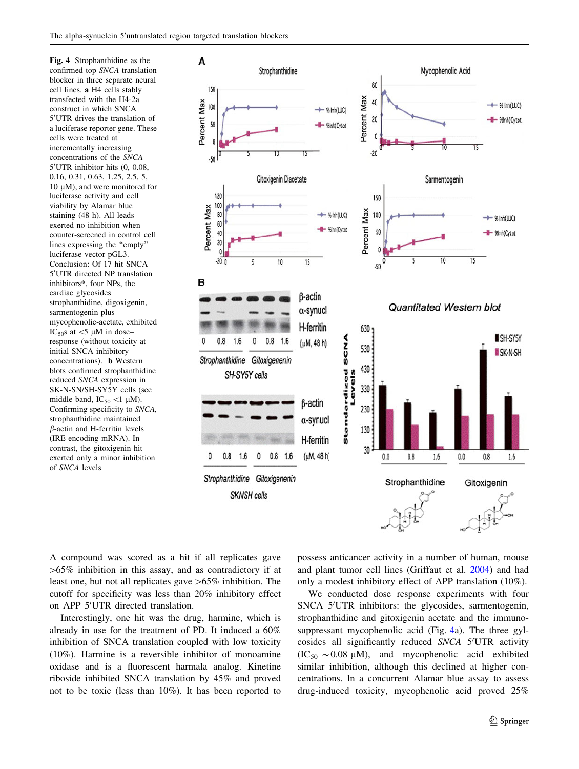**Fig. 4** Strophanthidine as the confirmed top *SNCA* translation blocker in three separate neural cell lines. **a** H4 cells stably transfected with the H4-2a construct in which SNCA 5′UTR drives the translation of a luciferase reporter gene. These cells were treated at incrementally increasing concentrations of the *SNCA* 5′UTR inhibitor hits (0, 0.08, 0.16, 0.31, 0.63, 1.25, 2.5, 5, 10 μM), and were monitored for luciferase activity and cell viability by Alamar blue staining (48 h). All leads exerted no inhibition when counter-screened in control cell lines expressing the "empty" luciferase vector pGL3. Conclusion: Of 17 hit SNCA 5′UTR directed NP translation inhibitors*, four NPs, the cardiac glycosides strophanthidine, digoxigenin, sarmentogenin plus mycophenolic-acetate, exhibited $IC_{50}$s at <5 μM in dose–response (without toxicity at initial SNCA inhibitory concentrations). **b** Western blots confirmed strophanthidine reduced *SNCA* expression in SK-N-SN/SH-SY5Y cells (see middle band, $IC_{50}$ <1 μM). Confirming specificity to *SNCA*, strophanthidine maintained β-actin and H-ferritin levels (IRE encoding mRNA). In contrast, the gitoxigenin hit exerted only a minor inhibition of *SNCA* levels

A compound was scored as a hit if all replicates gave >65% inhibition in this assay, and as contradictory if at least one, but not all replicates gave >65% inhibition. The cutoff for specificity was less than 20% inhibitory effect on APP 5′UTR directed translation.

Interestingly, one hit was the drug, harmine, which is already in use for the treatment of PD. It induced a 60% inhibition of SNCA translation coupled with low toxicity (10%). Harmine is a reversible inhibitor of monoamine oxidase and is a fluorescent harmala analog. Kinetine riboside inhibited SNCA translation by 45% and proved not to be toxic (less than 10%). It has been reported to possess anticancer activity in a number of human, mouse and plant tumor cell lines (Griffaut et al. 2004) and had only a modest inhibitory effect of APP translation (10%).

We conducted dose response experiments with four SNCA 5′UTR inhibitors: the glycosides, sarmentogenin, strophanthidine and gitoxigenin acetate and the immunosuppressant mycophenolic acid (Fig. 4a). The three gylcosides all significantly reduced *SNCA* 5′UTR activity ($IC_{50}$ ~0.08 μM), and mycophenolic acid exhibited similar inhibition, although this declined at higher concentrations. In a concurrent Alamar blue assay to assess drug-induced toxicity, mycophenolic acid proved 25%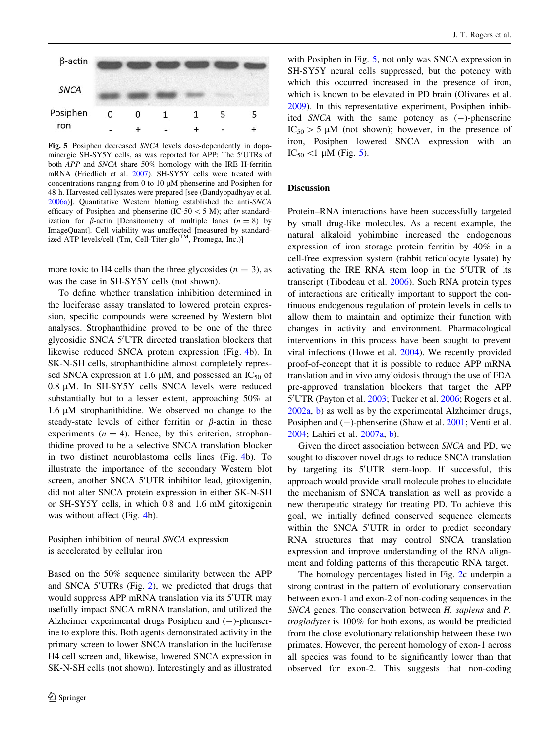| β-actin | | | | | | |
|---|---|---|---|---|---|---|
| SNCA | | | | | | |
| Posiphen | 0 | 0 | 1 | 1 | 5 | 5 |
| Iron | - | + | - | + | - | + |

**Fig. 5** Posiphen decreased *SNCA* levels dose-dependently in dopaminergic SH-SY5Y cells, as was reported for APP: The 5′UTRs of both *APP* and *SNCA* share 50% homology with the IRE H-ferritin mRNA (Friedlich et al. 2007). SH-SY5Y cells were treated with concentrations ranging from 0 to 10 μM phenserine and Posiphen for 48 h. Harvested cell lysates were prepared [see (Bandyopadhyay et al. 2006a)]. Quantitative Western blotting established the anti-*SNCA* efficacy of Posiphen and phenserine (IC-50 < 5 M); after standardization for β-actin [Densitometry of multiple lanes ($n = 8$) by ImageQuant]. Cell viability was unaffected [measured by standardized ATP levels/cell (Tm, Cell-Titer-glo™, Promega, Inc.)]

more toxic to H4 cells than the three glycosides ($n = 3$), as was the case in SH-SY5Y cells (not shown).

To define whether translation inhibition determined in the luciferase assay translated to lowered protein expression, specific compounds were screened by Western blot analyses. Strophanthidine proved to be one of the three glycosidic SNCA 5′UTR directed translation blockers that likewise reduced SNCA protein expression (Fig. 4b). In SK-N-SH cells, strophanthidine almost completely repressed SNCA expression at 1.6 μM, and possessed an $IC_{50}$ of 0.8 μM. In SH-SY5Y cells SNCA levels were reduced substantially but to a lesser extent, approaching 50% at 1.6 μM strophanithidine. We observed no change to the steady-state levels of either ferritin or β-actin in these experiments ($n = 4$). Hence, by this criterion, strophanthidine proved to be a selective SNCA translation blocker in two distinct neuroblastoma cells lines (Fig. 4b). To illustrate the importance of the secondary Western blot screen, another SNCA 5′UTR inhibitor lead, gitoxigenin, did not alter SNCA protein expression in either SK-N-SH or SH-SY5Y cells, in which 0.8 and 1.6 mM gitoxigenin was without affect (Fig. 4b).

## Posiphen inhibition of neural *SNCA* expression is accelerated by cellular iron

Based on the 50% sequence similarity between the APP and SNCA 5′UTRs (Fig. 2), we predicted that drugs that would suppress APP mRNA translation via its 5′UTR may usefully impact SNCA mRNA translation, and utilized the Alzheimer experimental drugs Posiphen and (−)-phenserine to explore this. Both agents demonstrated activity in the primary screen to lower SNCA translation in the luciferase H4 cell screen and, likewise, lowered SNCA expression in SK-N-SH cells (not shown). Interestingly and as illustrated with Posiphen in Fig. 5, not only was SNCA expression in SH-SY5Y neural cells suppressed, but the potency with which this occurred increased in the presence of iron, which is known to be elevated in PD brain (Olivares et al. 2009). In this representative experiment, Posiphen inhibited *SNCA* with the same potency as (−)-phenserine $IC_{50} > 5$ μM (not shown); however, in the presence of iron, Posiphen lowered SNCA expression with an $IC_{50} < 1$ μM (Fig. 5).

## Discussion

Protein–RNA interactions have been successfully targeted by small drug-like molecules. As a recent example, the natural alkaloid yohimbine increased the endogenous expression of iron storage protein ferritin by 40% in a cell-free expression system (rabbit reticulocyte lysate) by activating the IRE RNA stem loop in the 5′UTR of its transcript (Tibodeau et al. 2006). Such RNA protein types of interactions are critically important to support the continuous endogenous regulation of protein levels in cells to allow them to maintain and optimize their function with changes in activity and environment. Pharmacological interventions in this process have been sought to prevent viral infections (Howe et al. 2004). We recently provided proof-of-concept that it is possible to reduce APP mRNA translation and in vivo amyloidosis through the use of FDA pre-approved translation blockers that target the APP 5′UTR (Payton et al. 2003; Tucker et al. 2006; Rogers et al. 2002a, b) as well as by the experimental Alzheimer drugs, Posiphen and (−)-phenserine (Shaw et al. 2001; Venti et al. 2004; Lahiri et al. 2007a, b).

Given the direct association between *SNCA* and PD, we sought to discover novel drugs to reduce SNCA translation by targeting its 5′UTR stem-loop. If successful, this approach would provide small molecule probes to elucidate the mechanism of SNCA translation as well as provide a new therapeutic strategy for treating PD. To achieve this goal, we initially defined conserved sequence elements within the SNCA 5′UTR in order to predict secondary RNA structures that may control SNCA translation expression and improve understanding of the RNA alignment and folding patterns of this therapeutic RNA target.

The homology percentages listed in Fig. 2c underpin a strong contrast in the pattern of evolutionary conservation between exon-1 and exon-2 of non-coding sequences in the *SNCA* genes. The conservation between *H. sapiens* and *P. troglodytes* is 100% for both exons, as would be predicted from the close evolutionary relationship between these two primates. However, the percent homology of exon-1 across all species was found to be significantly lower than that observed for exon-2. This suggests that non-coding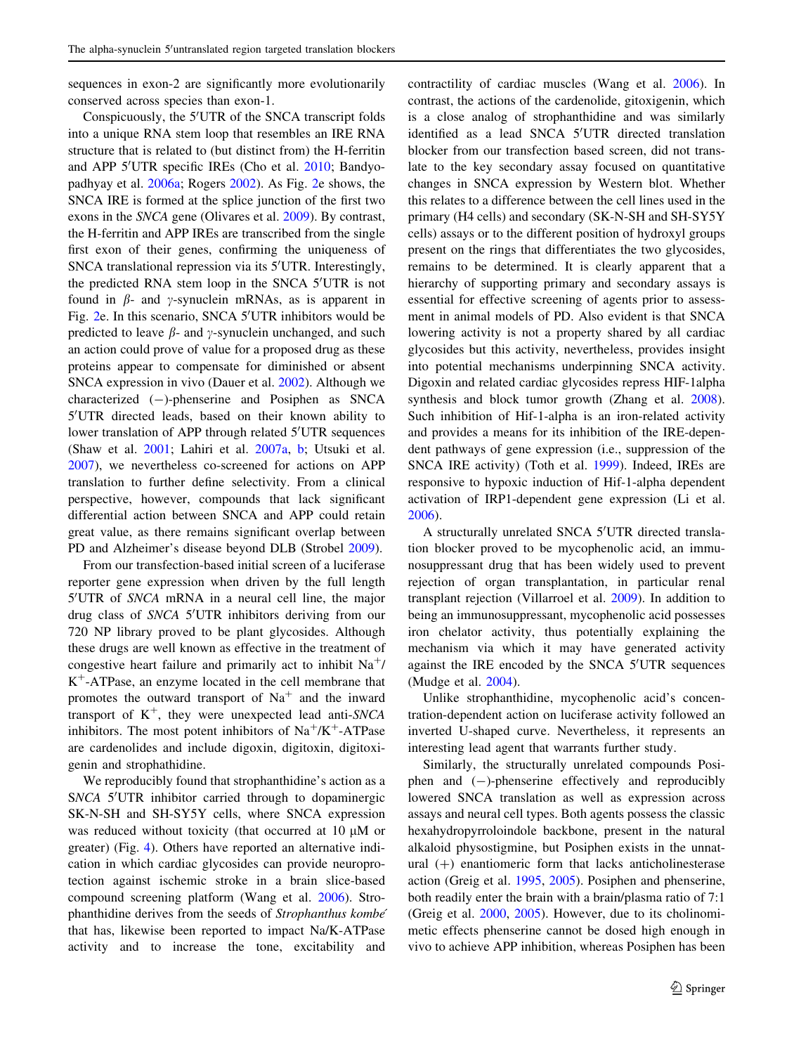sequences in exon-2 are significantly more evolutionarily conserved across species than exon-1.

Conspicuously, the 5′UTR of the SNCA transcript folds into a unique RNA stem loop that resembles an IRE RNA structure that is related to (but distinct from) the H-ferritin and APP 5′UTR specific IREs (Cho et al. 2010; Bandyopadhyay et al. 2006a; Rogers 2002). As Fig. 2e shows, the SNCA IRE is formed at the splice junction of the first two exons in the *SNCA* gene (Olivares et al. 2009). By contrast, the H-ferritin and APP IREs are transcribed from the single first exon of their genes, confirming the uniqueness of SNCA translational repression via its 5′UTR. Interestingly, the predicted RNA stem loop in the SNCA 5′UTR is not found in β- and γ-synuclein mRNAs, as is apparent in Fig. 2e. In this scenario, SNCA 5′UTR inhibitors would be predicted to leave β- and γ-synuclein unchanged, and such an action could prove of value for a proposed drug as these proteins appear to compensate for diminished or absent SNCA expression in vivo (Dauer et al. 2002). Although we characterized (−)-phenserine and Posiphen as SNCA 5′UTR directed leads, based on their known ability to lower translation of APP through related 5′UTR sequences (Shaw et al. 2001; Lahiri et al. 2007a, b; Utsuki et al. 2007), we nevertheless co-screened for actions on APP translation to further define selectivity. From a clinical perspective, however, compounds that lack significant differential action between SNCA and APP could retain great value, as there remains significant overlap between PD and Alzheimer's disease beyond DLB (Strobel 2009).

From our transfection-based initial screen of a luciferase reporter gene expression when driven by the full length 5′UTR of *SNCA* mRNA in a neural cell line, the major drug class of *SNCA* 5′UTR inhibitors deriving from our 720 NP library proved to be plant glycosides. Although these drugs are well known as effective in the treatment of congestive heart failure and primarily act to inhibit $Na^+$/$K^+$-ATPase, an enzyme located in the cell membrane that promotes the outward transport of $Na^+$ and the inward transport of $K^+$, they were unexpected lead anti-*SNCA* inhibitors. The most potent inhibitors of $Na^+$/$K^+$-ATPase are cardenolides and include digoxin, digitoxin, digitoxigenin and strophathidine.

We reproducibly found that strophanthidine's action as a S*NCA* 5′UTR inhibitor carried through to dopaminergic SK-N-SH and SH-SY5Y cells, where SNCA expression was reduced without toxicity (that occurred at 10 μM or greater) (Fig. 4). Others have reported an alternative indication in which cardiac glycosides can provide neuroprotection against ischemic stroke in a brain slice-based compound screening platform (Wang et al. 2006). Strophanthidine derives from the seeds of *Strophanthus kombé* that has, likewise been reported to impact Na/K-ATPase activity and to increase the tone, excitability and contractility of cardiac muscles (Wang et al. 2006). In contrast, the actions of the cardenolide, gitoxigenin, which is a close analog of strophanthidine and was similarly identified as a lead SNCA 5′UTR directed translation blocker from our transfection based screen, did not translate to the key secondary assay focused on quantitative changes in SNCA expression by Western blot. Whether this relates to a difference between the cell lines used in the primary (H4 cells) and secondary (SK-N-SH and SH-SY5Y cells) assays or to the different position of hydroxyl groups present on the rings that differentiates the two glycosides, remains to be determined. It is clearly apparent that a hierarchy of supporting primary and secondary assays is essential for effective screening of agents prior to assessment in animal models of PD. Also evident is that SNCA lowering activity is not a property shared by all cardiac glycosides but this activity, nevertheless, provides insight into potential mechanisms underpinning SNCA activity. Digoxin and related cardiac glycosides repress HIF-1alpha synthesis and block tumor growth (Zhang et al. 2008). Such inhibition of Hif-1-alpha is an iron-related activity and provides a means for its inhibition of the IRE-dependent pathways of gene expression (i.e., suppression of the SNCA IRE activity) (Toth et al. 1999). Indeed, IREs are responsive to hypoxic induction of Hif-1-alpha dependent activation of IRP1-dependent gene expression (Li et al. 2006).

A structurally unrelated SNCA 5′UTR directed translation blocker proved to be mycophenolic acid, an immunosuppressant drug that has been widely used to prevent rejection of organ transplantation, in particular renal transplant rejection (Villarroel et al. 2009). In addition to being an immunosuppressant, mycophenolic acid possesses iron chelator activity, thus potentially explaining the mechanism via which it may have generated activity against the IRE encoded by the SNCA 5′UTR sequences (Mudge et al. 2004).

Unlike strophanthidine, mycophenolic acid's concentration-dependent action on luciferase activity followed an inverted U-shaped curve. Nevertheless, it represents an interesting lead agent that warrants further study.

Similarly, the structurally unrelated compounds Posiphen and (−)-phenserine effectively and reproducibly lowered SNCA translation as well as expression across assays and neural cell types. Both agents possess the classic hexahydropyrroloindole backbone, present in the natural alkaloid physostigmine, but Posiphen exists in the unnatural (+) enantiomeric form that lacks anticholinesterase action (Greig et al. 1995, 2005). Posiphen and phenserine, both readily enter the brain with a brain/plasma ratio of 7:1 (Greig et al. 2000, 2005). However, due to its cholinomimetic effects phenserine cannot be dosed high enough in vivo to achieve APP inhibition, whereas Posiphen has been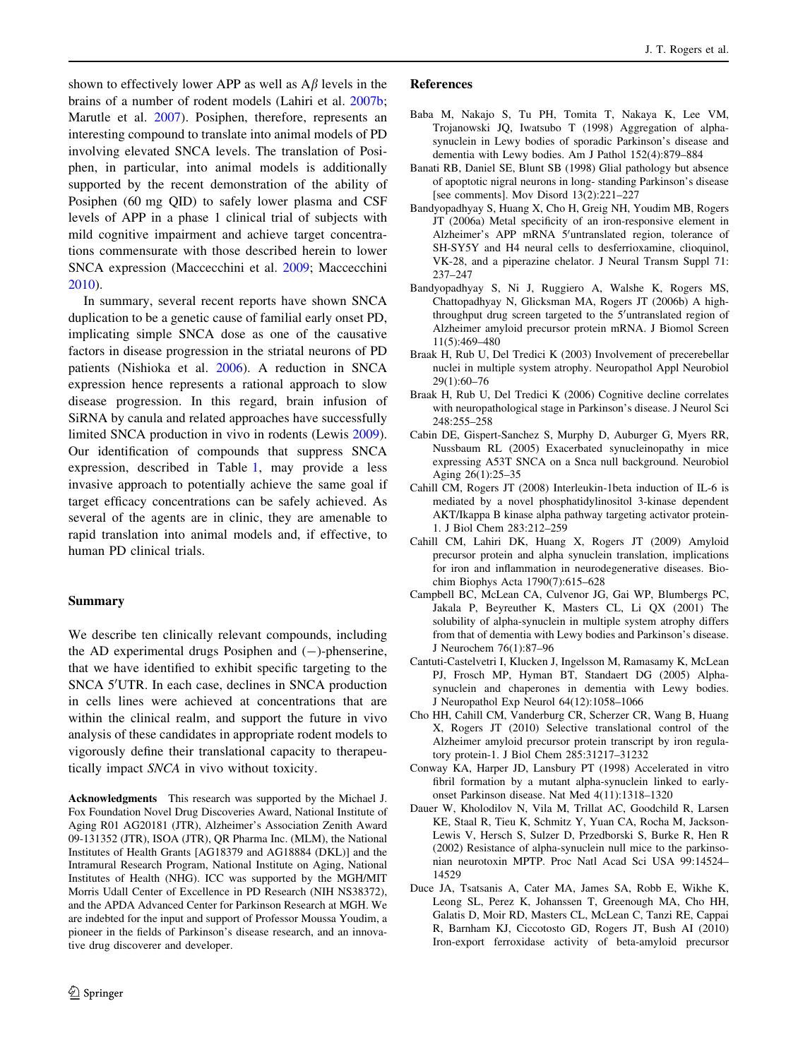shown to effectively lower APP as well as Aβ levels in the brains of a number of rodent models (Lahiri et al. 2007b; Marutle et al. 2007). Posiphen, therefore, represents an interesting compound to translate into animal models of PD involving elevated SNCA levels. The translation of Posiphen, in particular, into animal models is additionally supported by the recent demonstration of the ability of Posiphen (60 mg QID) to safely lower plasma and CSF levels of APP in a phase 1 clinical trial of subjects with mild cognitive impairment and achieve target concentrations commensurate with those described herein to lower SNCA expression (Maccecchini et al. 2009; Maccecchini 2010).

In summary, several recent reports have shown SNCA duplication to be a genetic cause of familial early onset PD, implicating simple SNCA dose as one of the causative factors in disease progression in the striatal neurons of PD patients (Nishioka et al. 2006). A reduction in SNCA expression hence represents a rational approach to slow disease progression. In this regard, brain infusion of SiRNA by canula and related approaches have successfully limited SNCA production in vivo in rodents (Lewis 2009). Our identification of compounds that suppress SNCA expression, described in Table 1, may provide a less invasive approach to potentially achieve the same goal if target efficacy concentrations can be safely achieved. As several of the agents are in clinic, they are amenable to rapid translation into animal models and, if effective, to human PD clinical trials.

## Summary

We describe ten clinically relevant compounds, including the AD experimental drugs Posiphen and (−)-phenserine, that we have identified to exhibit specific targeting to the SNCA 5′UTR. In each case, declines in SNCA production in cells lines were achieved at concentrations that are within the clinical realm, and support the future in vivo analysis of these candidates in appropriate rodent models to vigorously define their translational capacity to therapeutically impact *SNCA* in vivo without toxicity.

**Acknowledgments** This research was supported by the Michael J. Fox Foundation Novel Drug Discoveries Award, National Institute of Aging R01 AG20181 (JTR), Alzheimer's Association Zenith Award 09-131352 (JTR), ISOA (JTR), QR Pharma Inc. (MLM), the National Institutes of Health Grants [AG18379 and AG18884 (DKL)] and the Intramural Research Program, National Institute on Aging, National Institutes of Health (NHG). ICC was supported by the MGH/MIT Morris Udall Center of Excellence in PD Research (NIH NS38372), and the APDA Advanced Center for Parkinson Research at MGH. We are indebted for the input and support of Professor Moussa Youdim, a pioneer in the fields of Parkinson's disease research, and an innovative drug discoverer and developer.

## References

Baba M, Nakajo S, Tu PH, Tomita T, Nakaya K, Lee VM, Trojanowski JQ, Iwatsubo T (1998) Aggregation of alpha-synuclein in Lewy bodies of sporadic Parkinson's disease and dementia with Lewy bodies. Am J Pathol 152(4):879–884

Banati RB, Daniel SE, Blunt SB (1998) Glial pathology but absence of apoptotic nigral neurons in long- standing Parkinson's disease [see comments]. Mov Disord 13(2):221–227

Bandyopadhyay S, Huang X, Cho H, Greig NH, Youdim MB, Rogers JT (2006a) Metal specificity of an iron-responsive element in Alzheimer's APP mRNA 5′untranslated region, tolerance of SH-SY5Y and H4 neural cells to desferrioxamine, clioquinol, VK-28, and a piperazine chelator. J Neural Transm Suppl 71: 237–247

Bandyopadhyay S, Ni J, Ruggiero A, Walshe K, Rogers MS, Chattopadhyay N, Glicksman MA, Rogers JT (2006b) A high-throughput drug screen targeted to the 5′untranslated region of Alzheimer amyloid precursor protein mRNA. J Biomol Screen 11(5):469–480

Braak H, Rub U, Del Tredici K (2003) Involvement of precerebellar nuclei in multiple system atrophy. Neuropathol Appl Neurobiol 29(1):60–76

Braak H, Rub U, Del Tredici K (2006) Cognitive decline correlates with neuropathological stage in Parkinson's disease. J Neurol Sci 248:255–258

Cabin DE, Gispert-Sanchez S, Murphy D, Auburger G, Myers RR, Nussbaum RL (2005) Exacerbated synucleinopathy in mice expressing A53T SNCA on a Snca null background. Neurobiol Aging 26(1):25–35

Cahill CM, Rogers JT (2008) Interleukin-1beta induction of IL-6 is mediated by a novel phosphatidylinositol 3-kinase dependent AKT/Ikappa B kinase alpha pathway targeting activator protein-1. J Biol Chem 283:212–259

Cahill CM, Lahiri DK, Huang X, Rogers JT (2009) Amyloid precursor protein and alpha synuclein translation, implications for iron and inflammation in neurodegenerative diseases. Biochim Biophys Acta 1790(7):615–628

Campbell BC, McLean CA, Culvenor JG, Gai WP, Blumbergs PC, Jakala P, Beyreuther K, Masters CL, Li QX (2001) The solubility of alpha-synuclein in multiple system atrophy differs from that of dementia with Lewy bodies and Parkinson's disease. J Neurochem 76(1):87–96

Cantuti-Castelvetri I, Klucken J, Ingelsson M, Ramasamy K, McLean PJ, Frosch MP, Hyman BT, Standaert DG (2005) Alpha-synuclein and chaperones in dementia with Lewy bodies. J Neuropathol Exp Neurol 64(12):1058–1066

Cho HH, Cahill CM, Vanderburg CR, Scherzer CR, Wang B, Huang X, Rogers JT (2010) Selective translational control of the Alzheimer amyloid precursor protein transcript by iron regulatory protein-1. J Biol Chem 285:31217–31232

Conway KA, Harper JD, Lansbury PT (1998) Accelerated in vitro fibril formation by a mutant alpha-synuclein linked to early-onset Parkinson disease. Nat Med 4(11):1318–1320

Dauer W, Kholodilov N, Vila M, Trillat AC, Goodchild R, Larsen KE, Staal R, Tieu K, Schmitz Y, Yuan CA, Rocha M, Jackson-Lewis V, Hersch S, Sulzer D, Przedborski S, Burke R, Hen R (2002) Resistance of alpha-synuclein null mice to the parkinsonian neurotoxin MPTP. Proc Natl Acad Sci USA 99:14524–14529

Duce JA, Tsatsanis A, Cater MA, James SA, Robb E, Wikhe K, Leong SL, Perez K, Johanssen T, Greenough MA, Cho HH, Galatis D, Moir RD, Masters CL, McLean C, Tanzi RE, Cappai R, Barnham KJ, Ciccotosto GD, Rogers JT, Bush AI (2010) Iron-export ferroxidase activity of beta-amyloid precursor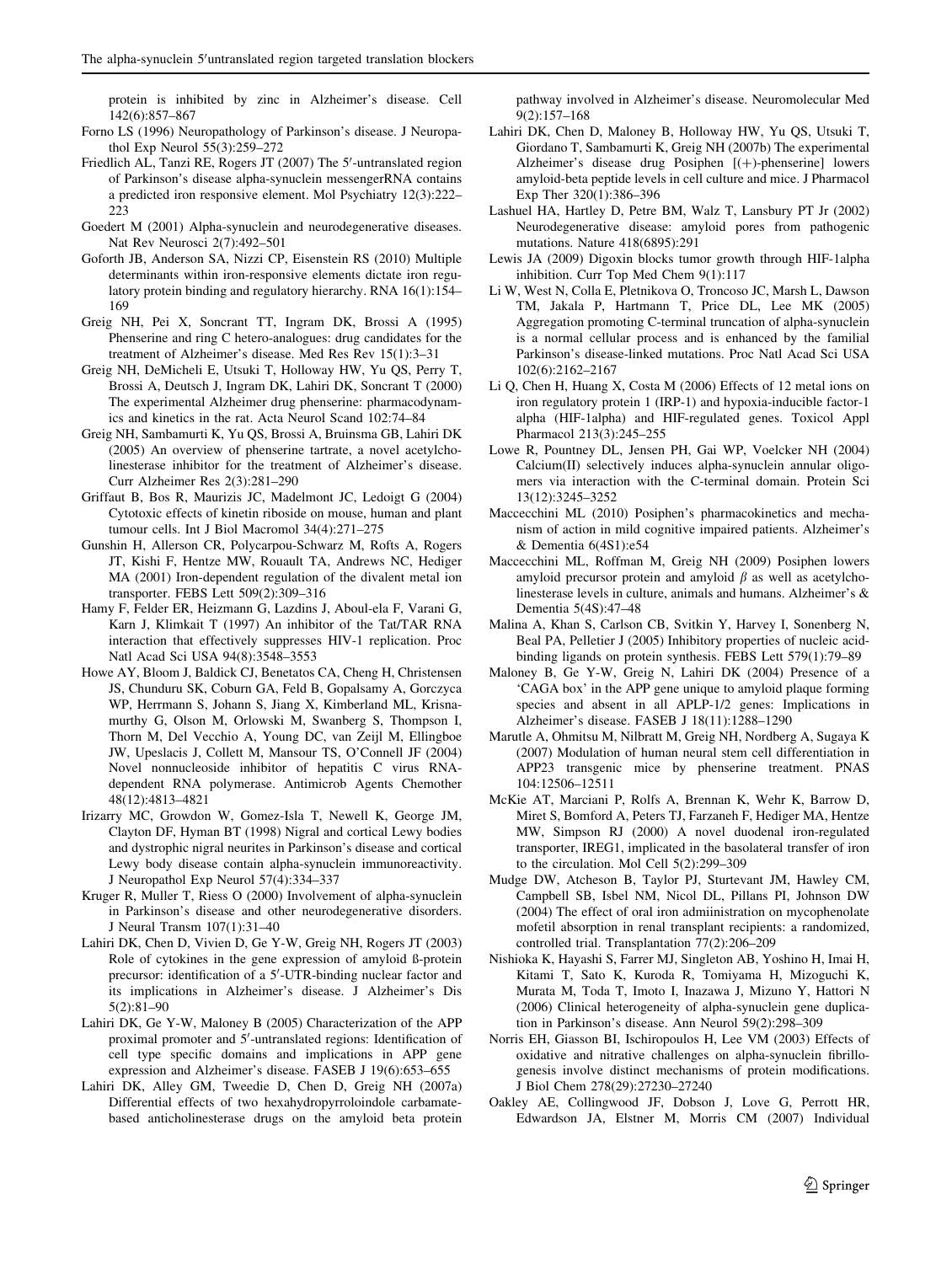protein is inhibited by zinc in Alzheimer's disease. Cell 142(6):857–867

Forno LS (1996) Neuropathology of Parkinson's disease. J Neuropathol Exp Neurol 55(3):259–272

Friedlich AL, Tanzi RE, Rogers JT (2007) The 5′-untranslated region of Parkinson's disease alpha-synuclein messengerRNA contains a predicted iron responsive element. Mol Psychiatry 12(3):222–223

Goedert M (2001) Alpha-synuclein and neurodegenerative diseases. Nat Rev Neurosci 2(7):492–501

Goforth JB, Anderson SA, Nizzi CP, Eisenstein RS (2010) Multiple determinants within iron-responsive elements dictate iron regulatory protein binding and regulatory hierarchy. RNA 16(1):154–169

Greig NH, Pei X, Soncrant TT, Ingram DK, Brossi A (1995) Phenserine and ring C hetero-analogues: drug candidates for the treatment of Alzheimer's disease. Med Res Rev 15(1):3–31

Greig NH, DeMicheli E, Utsuki T, Holloway HW, Yu QS, Perry T, Brossi A, Deutsch J, Ingram DK, Lahiri DK, Soncrant T (2000) The experimental Alzheimer drug phenserine: pharmacodynamics and kinetics in the rat. Acta Neurol Scand 102:74–84

Greig NH, Sambamurti K, Yu QS, Brossi A, Bruinsma GB, Lahiri DK (2005) An overview of phenserine tartrate, a novel acetylcholinesterase inhibitor for the treatment of Alzheimer's disease. Curr Alzheimer Res 2(3):281–290

Griffaut B, Bos R, Maurizis JC, Madelmont JC, Ledoigt G (2004) Cytotoxic effects of kinetin riboside on mouse, human and plant tumour cells. Int J Biol Macromol 34(4):271–275

Gunshin H, Allerson CR, Polycarpou-Schwarz M, Rofts A, Rogers JT, Kishi F, Hentze MW, Rouault TA, Andrews NC, Hediger MA (2001) Iron-dependent regulation of the divalent metal ion transporter. FEBS Lett 509(2):309–316

Hamy F, Felder ER, Heizmann G, Lazdins J, Aboul-ela F, Varani G, Karn J, Klimkait T (1997) An inhibitor of the Tat/TAR RNA interaction that effectively suppresses HIV-1 replication. Proc Natl Acad Sci USA 94(8):3548–3553

Howe AY, Bloom J, Baldick CJ, Benetatos CA, Cheng H, Christensen JS, Chunduru SK, Coburn GA, Feld B, Gopalsamy A, Gorczyca WP, Herrmann S, Johann S, Jiang X, Kimberland ML, Krisnamurthy G, Olson M, Orlowski M, Swanberg S, Thompson I, Thorn M, Del Vecchio A, Young DC, van Zeijl M, Ellingboe JW, Upeslacis J, Collett M, Mansour TS, O'Connell JF (2004) Novel nonnucleoside inhibitor of hepatitis C virus RNA-dependent RNA polymerase. Antimicrob Agents Chemother 48(12):4813–4821

Irizarry MC, Growdon W, Gomez-Isla T, Newell K, George JM, Clayton DF, Hyman BT (1998) Nigral and cortical Lewy bodies and dystrophic nigral neurites in Parkinson's disease and cortical Lewy body disease contain alpha-synuclein immunoreactivity. J Neuropathol Exp Neurol 57(4):334–337

Kruger R, Muller T, Riess O (2000) Involvement of alpha-synuclein in Parkinson's disease and other neurodegenerative disorders. J Neural Transm 107(1):31–40

Lahiri DK, Chen D, Vivien D, Ge Y-W, Greig NH, Rogers JT (2003) Role of cytokines in the gene expression of amyloid ß-protein precursor: identification of a 5′-UTR-binding nuclear factor and its implications in Alzheimer's disease. J Alzheimer's Dis 5(2):81–90

Lahiri DK, Ge Y-W, Maloney B (2005) Characterization of the APP proximal promoter and 5′-untranslated regions: Identification of cell type specific domains and implications in APP gene expression and Alzheimer's disease. FASEB J 19(6):653–655

Lahiri DK, Alley GM, Tweedie D, Chen D, Greig NH (2007a) Differential effects of two hexahydropyrroloindole carbamate-based anticholinesterase drugs on the amyloid beta protein pathway involved in Alzheimer's disease. Neuromolecular Med 9(2):157–168

Lahiri DK, Chen D, Maloney B, Holloway HW, Yu QS, Utsuki T, Giordano T, Sambamurti K, Greig NH (2007b) The experimental Alzheimer's disease drug Posiphen [(+)-phenserine] lowers amyloid-beta peptide levels in cell culture and mice. J Pharmacol Exp Ther 320(1):386–396

Lashuel HA, Hartley D, Petre BM, Walz T, Lansbury PT Jr (2002) Neurodegenerative disease: amyloid pores from pathogenic mutations. Nature 418(6895):291

Lewis JA (2009) Digoxin blocks tumor growth through HIF-1alpha inhibition. Curr Top Med Chem 9(1):117

Li W, West N, Colla E, Pletnikova O, Troncoso JC, Marsh L, Dawson TM, Jakala P, Hartmann T, Price DL, Lee MK (2005) Aggregation promoting C-terminal truncation of alpha-synuclein is a normal cellular process and is enhanced by the familial Parkinson's disease-linked mutations. Proc Natl Acad Sci USA 102(6):2162–2167

Li Q, Chen H, Huang X, Costa M (2006) Effects of 12 metal ions on iron regulatory protein 1 (IRP-1) and hypoxia-inducible factor-1 alpha (HIF-1alpha) and HIF-regulated genes. Toxicol Appl Pharmacol 213(3):245–255

Lowe R, Pountney DL, Jensen PH, Gai WP, Voelcker NH (2004) Calcium(II) selectively induces alpha-synuclein annular oligomers via interaction with the C-terminal domain. Protein Sci 13(12):3245–3252

Maccecchini ML (2010) Posiphen's pharmacokinetics and mechanism of action in mild cognitive impaired patients. Alzheimer's & Dementia 6(4S1):e54

Maccecchini ML, Roffman M, Greig NH (2009) Posiphen lowers amyloid precursor protein and amyloid $\beta$ as well as acetylcholinesterase levels in culture, animals and humans. Alzheimer's & Dementia 5(4S):47–48

Malina A, Khan S, Carlson CB, Svitkin Y, Harvey I, Sonenberg N, Beal PA, Pelletier J (2005) Inhibitory properties of nucleic acid-binding ligands on protein synthesis. FEBS Lett 579(1):79–89

Maloney B, Ge Y-W, Greig N, Lahiri DK (2004) Presence of a 'CAGA box' in the APP gene unique to amyloid plaque forming species and absent in all APLP-1/2 genes: Implications in Alzheimer's disease. FASEB J 18(11):1288–1290

Marutle A, Ohmitsu M, Nilbratt M, Greig NH, Nordberg A, Sugaya K (2007) Modulation of human neural stem cell differentiation in APP23 transgenic mice by phenserine treatment. PNAS 104:12506–12511

McKie AT, Marciani P, Rolfs A, Brennan K, Wehr K, Barrow D, Miret S, Bomford A, Peters TJ, Farzaneh F, Hediger MA, Hentze MW, Simpson RJ (2000) A novel duodenal iron-regulated transporter, IREG1, implicated in the basolateral transfer of iron to the circulation. Mol Cell 5(2):299–309

Mudge DW, Atcheson B, Taylor PJ, Sturtevant JM, Hawley CM, Campbell SB, Isbel NM, Nicol DL, Pillans PI, Johnson DW (2004) The effect of oral iron admiinistration on mycophenolate mofetil absorption in renal transplant recipients: a randomized, controlled trial. Transplantation 77(2):206–209

Nishioka K, Hayashi S, Farrer MJ, Singleton AB, Yoshino H, Imai H, Kitami T, Sato K, Kuroda R, Tomiyama H, Mizoguchi K, Murata M, Toda T, Imoto I, Inazawa J, Mizuno Y, Hattori N (2006) Clinical heterogeneity of alpha-synuclein gene duplication in Parkinson's disease. Ann Neurol 59(2):298–309

Norris EH, Giasson BI, Ischiropoulos H, Lee VM (2003) Effects of oxidative and nitrative challenges on alpha-synuclein fibrillogenesis involve distinct mechanisms of protein modifications. J Biol Chem 278(29):27230–27240

Oakley AE, Collingwood JF, Dobson J, Love G, Perrott HR, Edwardson JA, Elstner M, Morris CM (2007) Individual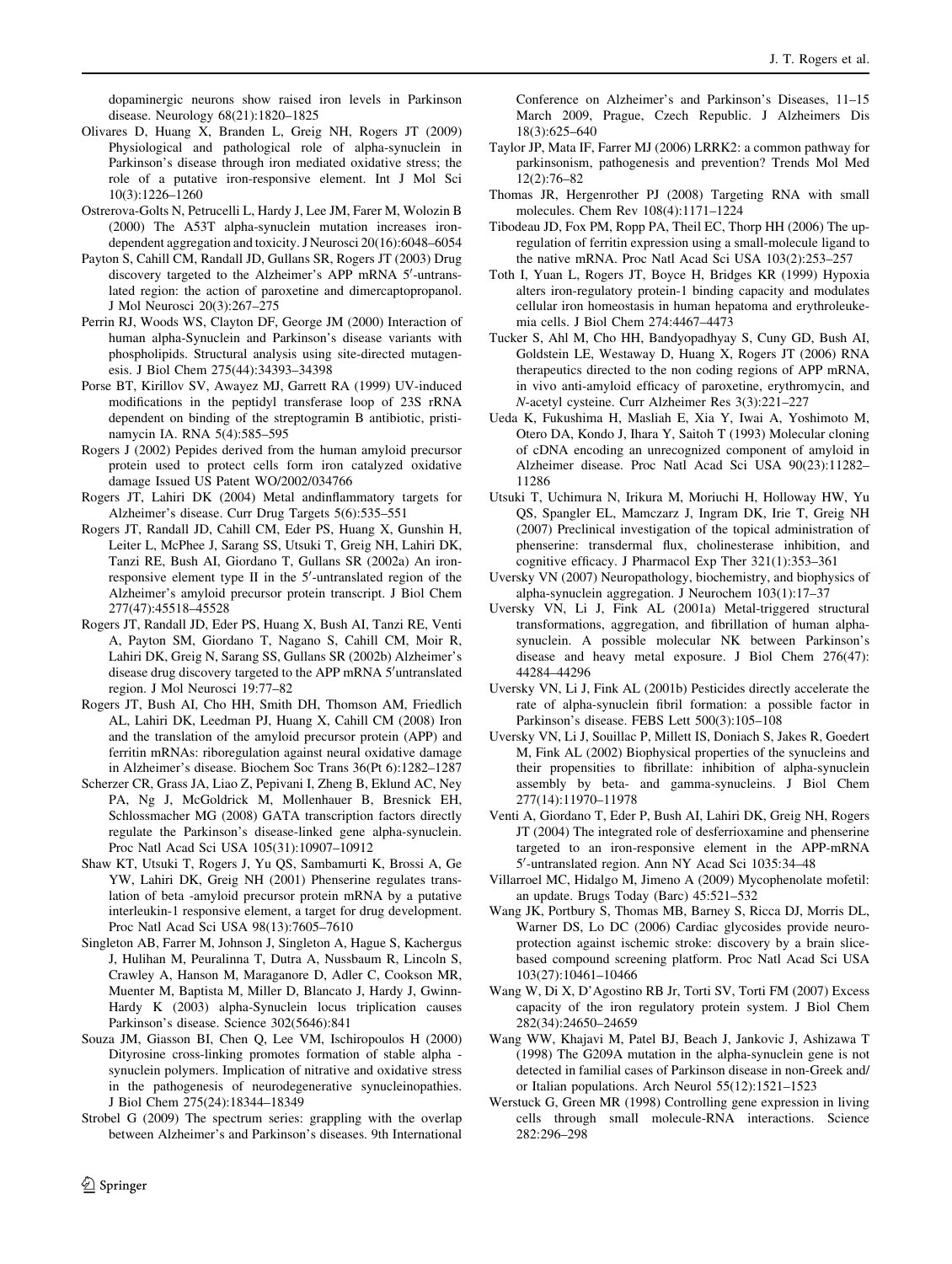dopaminergic neurons show raised iron levels in Parkinson disease. Neurology 68(21):1820–1825

Olivares D, Huang X, Branden L, Greig NH, Rogers JT (2009) Physiological and pathological role of alpha-synuclein in Parkinson's disease through iron mediated oxidative stress; the role of a putative iron-responsive element. Int J Mol Sci 10(3):1226–1260

Ostrerova-Golts N, Petrucelli L, Hardy J, Lee JM, Farer M, Wolozin B (2000) The A53T alpha-synuclein mutation increases iron-dependent aggregation and toxicity. J Neurosci 20(16):6048–6054

Payton S, Cahill CM, Randall JD, Gullans SR, Rogers JT (2003) Drug discovery targeted to the Alzheimer's APP mRNA 5′-untranslated region: the action of paroxetine and dimercaptopropanol. J Mol Neurosci 20(3):267–275

Perrin RJ, Woods WS, Clayton DF, George JM (2000) Interaction of human alpha-Synuclein and Parkinson's disease variants with phospholipids. Structural analysis using site-directed mutagenesis. J Biol Chem 275(44):34393–34398

Porse BT, Kirillov SV, Awayez MJ, Garrett RA (1999) UV-induced modifications in the peptidyl transferase loop of 23S rRNA dependent on binding of the streptogramin B antibiotic, pristinamycin IA. RNA 5(4):585–595

Rogers J (2002) Pepides derived from the human amyloid precursor protein used to protect cells form iron catalyzed oxidative damage Issued US Patent WO/2002/034766

Rogers JT, Lahiri DK (2004) Metal andinflammatory targets for Alzheimer's disease. Curr Drug Targets 5(6):535–551

Rogers JT, Randall JD, Cahill CM, Eder PS, Huang X, Gunshin H, Leiter L, McPhee J, Sarang SS, Utsuki T, Greig NH, Lahiri DK, Tanzi RE, Bush AI, Giordano T, Gullans SR (2002a) An iron-responsive element type II in the 5′-untranslated region of the Alzheimer's amyloid precursor protein transcript. J Biol Chem 277(47):45518–45528

Rogers JT, Randall JD, Eder PS, Huang X, Bush AI, Tanzi RE, Venti A, Payton SM, Giordano T, Nagano S, Cahill CM, Moir R, Lahiri DK, Greig N, Sarang SS, Gullans SR (2002b) Alzheimer's disease drug discovery targeted to the APP mRNA 5′untranslated region. J Mol Neurosci 19:77–82

Rogers JT, Bush AI, Cho HH, Smith DH, Thomson AM, Friedlich AL, Lahiri DK, Leedman PJ, Huang X, Cahill CM (2008) Iron and the translation of the amyloid precursor protein (APP) and ferritin mRNAs: riboregulation against neural oxidative damage in Alzheimer's disease. Biochem Soc Trans 36(Pt 6):1282–1287

Scherzer CR, Grass JA, Liao Z, Pepivani I, Zheng B, Eklund AC, Ney PA, Ng J, McGoldrick M, Mollenhauer B, Bresnick EH, Schlossmacher MG (2008) GATA transcription factors directly regulate the Parkinson's disease-linked gene alpha-synuclein. Proc Natl Acad Sci USA 105(31):10907–10912

Shaw KT, Utsuki T, Rogers J, Yu QS, Sambamurti K, Brossi A, Ge YW, Lahiri DK, Greig NH (2001) Phenserine regulates translation of beta -amyloid precursor protein mRNA by a putative interleukin-1 responsive element, a target for drug development. Proc Natl Acad Sci USA 98(13):7605–7610

Singleton AB, Farrer M, Johnson J, Singleton A, Hague S, Kachergus J, Hulihan M, Peuralinna T, Dutra A, Nussbaum R, Lincoln S, Crawley A, Hanson M, Maraganore D, Adler C, Cookson MR, Muenter M, Baptista M, Miller D, Blancato J, Hardy J, Gwinn-Hardy K (2003) alpha-Synuclein locus triplication causes Parkinson's disease. Science 302(5646):841

Souza JM, Giasson BI, Chen Q, Lee VM, Ischiropoulos H (2000) Dityrosine cross-linking promotes formation of stable alpha - synuclein polymers. Implication of nitrative and oxidative stress in the pathogenesis of neurodegenerative synucleinopathies. J Biol Chem 275(24):18344–18349

Strobel G (2009) The spectrum series: grappling with the overlap between Alzheimer's and Parkinson's diseases. 9th International Conference on Alzheimer's and Parkinson's Diseases, 11–15 March 2009, Prague, Czech Republic. J Alzheimers Dis 18(3):625–640

Taylor JP, Mata IF, Farrer MJ (2006) LRRK2: a common pathway for parkinsonism, pathogenesis and prevention? Trends Mol Med 12(2):76–82

Thomas JR, Hergenrother PJ (2008) Targeting RNA with small molecules. Chem Rev 108(4):1171–1224

Tibodeau JD, Fox PM, Ropp PA, Theil EC, Thorp HH (2006) The up-regulation of ferritin expression using a small-molecule ligand to the native mRNA. Proc Natl Acad Sci USA 103(2):253–257

Toth I, Yuan L, Rogers JT, Boyce H, Bridges KR (1999) Hypoxia alters iron-regulatory protein-1 binding capacity and modulates cellular iron homeostasis in human hepatoma and erythroleukemia cells. J Biol Chem 274:4467–4473

Tucker S, Ahl M, Cho HH, Bandyopadhyay S, Cuny GD, Bush AI, Goldstein LE, Westaway D, Huang X, Rogers JT (2006) RNA therapeutics directed to the non coding regions of APP mRNA, in vivo anti-amyloid efficacy of paroxetine, erythromycin, and N-acetyl cysteine. Curr Alzheimer Res 3(3):221–227

Ueda K, Fukushima H, Masliah E, Xia Y, Iwai A, Yoshimoto M, Otero DA, Kondo J, Ihara Y, Saitoh T (1993) Molecular cloning of cDNA encoding an unrecognized component of amyloid in Alzheimer disease. Proc Natl Acad Sci USA 90(23):11282–11286

Utsuki T, Uchimura N, Irikura M, Moriuchi H, Holloway HW, Yu QS, Spangler EL, Mamczarz J, Ingram DK, Irie T, Greig NH (2007) Preclinical investigation of the topical administration of phenserine: transdermal flux, cholinesterase inhibition, and cognitive efficacy. J Pharmacol Exp Ther 321(1):353–361

Uversky VN (2007) Neuropathology, biochemistry, and biophysics of alpha-synuclein aggregation. J Neurochem 103(1):17–37

Uversky VN, Li J, Fink AL (2001a) Metal-triggered structural transformations, aggregation, and fibrillation of human alpha-synuclein. A possible molecular NK between Parkinson's disease and heavy metal exposure. J Biol Chem 276(47): 44284–44296

Uversky VN, Li J, Fink AL (2001b) Pesticides directly accelerate the rate of alpha-synuclein fibril formation: a possible factor in Parkinson's disease. FEBS Lett 500(3):105–108

Uversky VN, Li J, Souillac P, Millett IS, Doniach S, Jakes R, Goedert M, Fink AL (2002) Biophysical properties of the synucleins and their propensities to fibrillate: inhibition of alpha-synuclein assembly by beta- and gamma-synucleins. J Biol Chem 277(14):11970–11978

Venti A, Giordano T, Eder P, Bush AI, Lahiri DK, Greig NH, Rogers JT (2004) The integrated role of desferrioxamine and phenserine targeted to an iron-responsive element in the APP-mRNA 5′-untranslated region. Ann NY Acad Sci 1035:34–48

Villarroel MC, Hidalgo M, Jimeno A (2009) Mycophenolate mofetil: an update. Brugs Today (Barc) 45:521–532

Wang JK, Portbury S, Thomas MB, Barney S, Ricca DJ, Morris DL, Warner DS, Lo DC (2006) Cardiac glycosides provide neuroprotection against ischemic stroke: discovery by a brain slice-based compound screening platform. Proc Natl Acad Sci USA 103(27):10461–10466

Wang W, Di X, D'Agostino RB Jr, Torti SV, Torti FM (2007) Excess capacity of the iron regulatory protein system. J Biol Chem 282(34):24650–24659

Wang WW, Khajavi M, Patel BJ, Beach J, Jankovic J, Ashizawa T (1998) The G209A mutation in the alpha-synuclein gene is not detected in familial cases of Parkinson disease in non-Greek and/or Italian populations. Arch Neurol 55(12):1521–1523

Werstuck G, Green MR (1998) Controlling gene expression in living cells through small molecule-RNA interactions. Science 282:296–298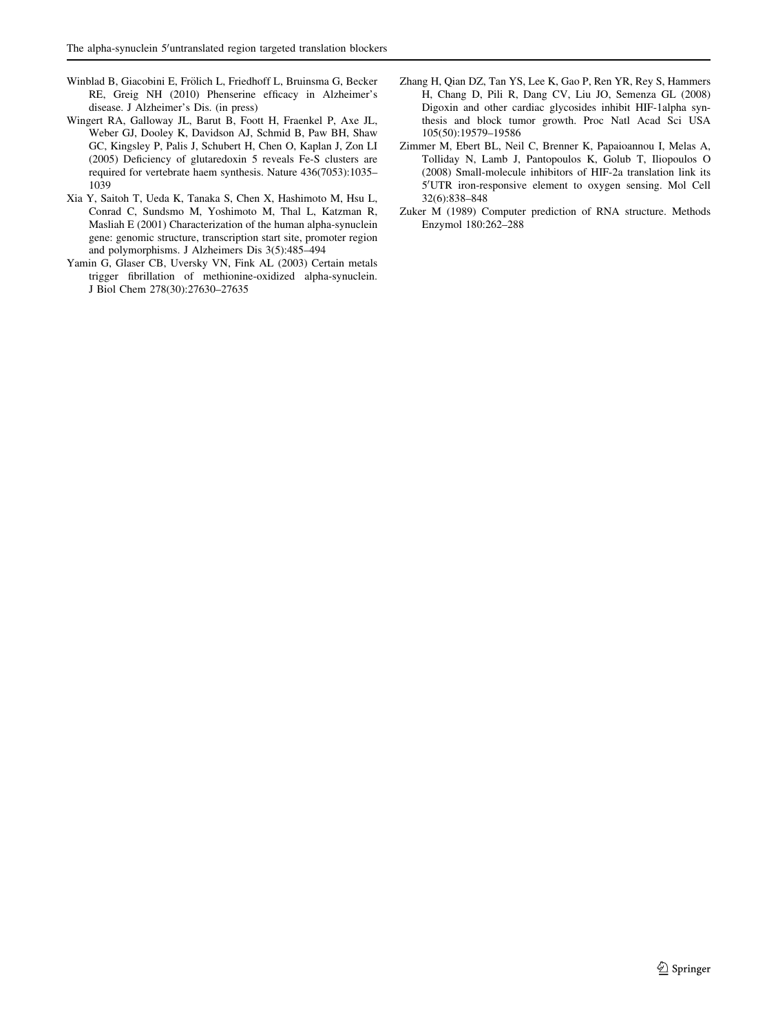Winblad B, Giacobini E, Frölich L, Friedhoff L, Bruinsma G, Becker RE, Greig NH (2010) Phenserine efficacy in Alzheimer's disease. J Alzheimer's Dis. (in press)

Wingert RA, Galloway JL, Barut B, Foott H, Fraenkel P, Axe JL, Weber GJ, Dooley K, Davidson AJ, Schmid B, Paw BH, Shaw GC, Kingsley P, Palis J, Schubert H, Chen O, Kaplan J, Zon LI (2005) Deficiency of glutaredoxin 5 reveals Fe-S clusters are required for vertebrate haem synthesis. Nature 436(7053):1035–1039

Xia Y, Saitoh T, Ueda K, Tanaka S, Chen X, Hashimoto M, Hsu L, Conrad C, Sundsmo M, Yoshimoto M, Thal L, Katzman R, Masliah E (2001) Characterization of the human alpha-synuclein gene: genomic structure, transcription start site, promoter region and polymorphisms. J Alzheimers Dis 3(5):485–494

Yamin G, Glaser CB, Uversky VN, Fink AL (2003) Certain metals trigger fibrillation of methionine-oxidized alpha-synuclein. J Biol Chem 278(30):27630–27635

Zhang H, Qian DZ, Tan YS, Lee K, Gao P, Ren YR, Rey S, Hammers H, Chang D, Pili R, Dang CV, Liu JO, Semenza GL (2008) Digoxin and other cardiac glycosides inhibit HIF-1alpha synthesis and block tumor growth. Proc Natl Acad Sci USA 105(50):19579–19586

Zimmer M, Ebert BL, Neil C, Brenner K, Papaioannou I, Melas A, Tolliday N, Lamb J, Pantopoulos K, Golub T, Iliopoulos O (2008) Small-molecule inhibitors of HIF-2a translation link its 5′UTR iron-responsive element to oxygen sensing. Mol Cell 32(6):838–848

Zuker M (1989) Computer prediction of RNA structure. Methods Enzymol 180:262–288